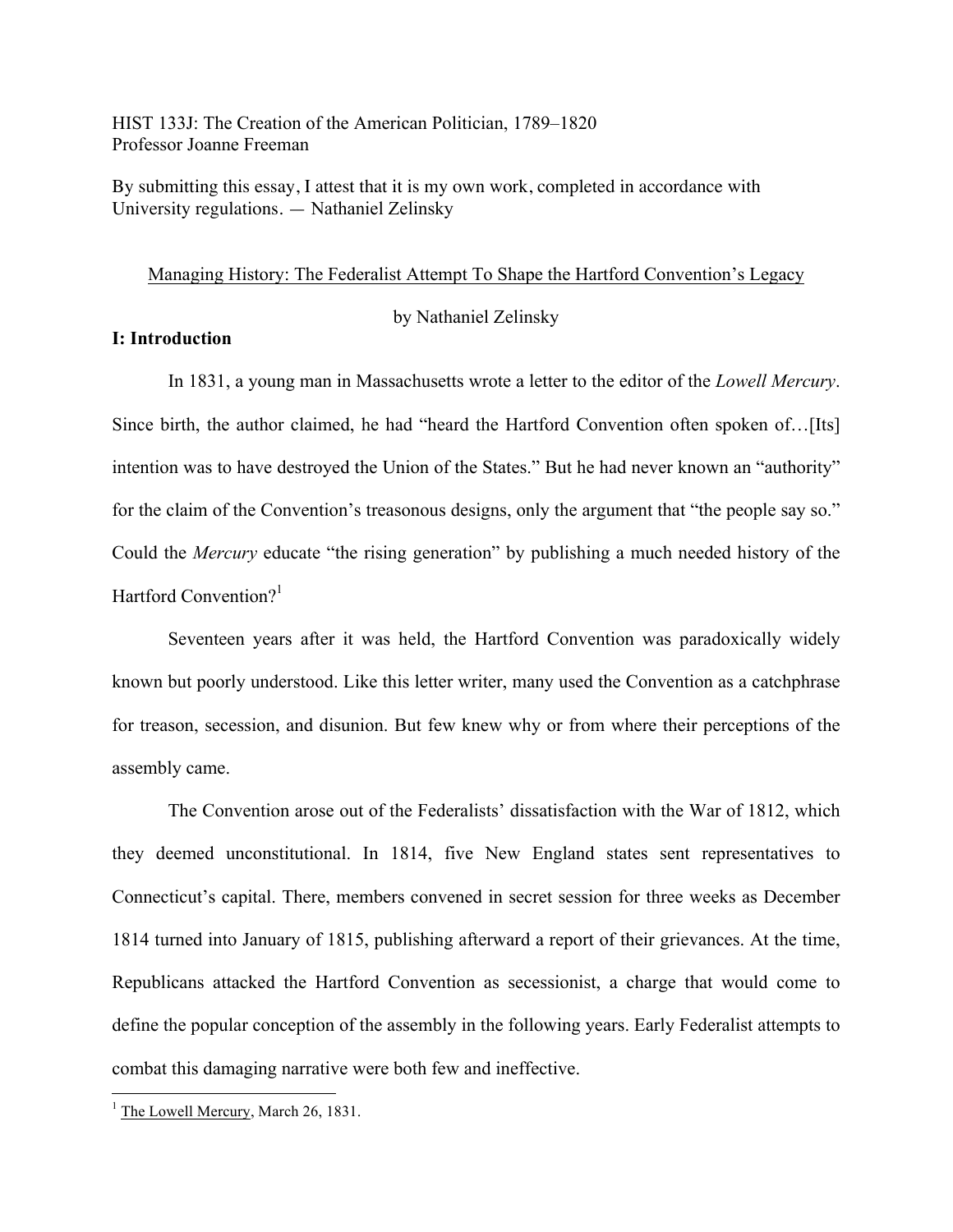HIST 133J: The Creation of the American Politician, 1789–1820
Professor Joanne Freeman

By submitting this essay, I attest that it is my own work, completed in accordance with University regulations. — Nathaniel Zelinsky

# Managing History: The Federalist Attempt To Shape the Hartford Convention's Legacy

by Nathaniel Zelinsky

## I: Introduction

In 1831, a young man in Massachusetts wrote a letter to the editor of the *Lowell Mercury*. Since birth, the author claimed, he had "heard the Hartford Convention often spoken of…[Its] intention was to have destroyed the Union of the States." But he had never known an "authority" for the claim of the Convention's treasonous designs, only the argument that "the people say so." Could the *Mercury* educate "the rising generation" by publishing a much needed history of the Hartford Convention?[1]

Seventeen years after it was held, the Hartford Convention was paradoxically widely known but poorly understood. Like this letter writer, many used the Convention as a catchphrase for treason, secession, and disunion. But few knew why or from where their perceptions of the assembly came.

The Convention arose out of the Federalists' dissatisfaction with the War of 1812, which they deemed unconstitutional. In 1814, five New England states sent representatives to Connecticut's capital. There, members convened in secret session for three weeks as December 1814 turned into January of 1815, publishing afterward a report of their grievances. At the time, Republicans attacked the Hartford Convention as secessionist, a charge that would come to define the popular conception of the assembly in the following years. Early Federalist attempts to combat this damaging narrative were both few and ineffective.

---

[1] The Lowell Mercury, March 26, 1831.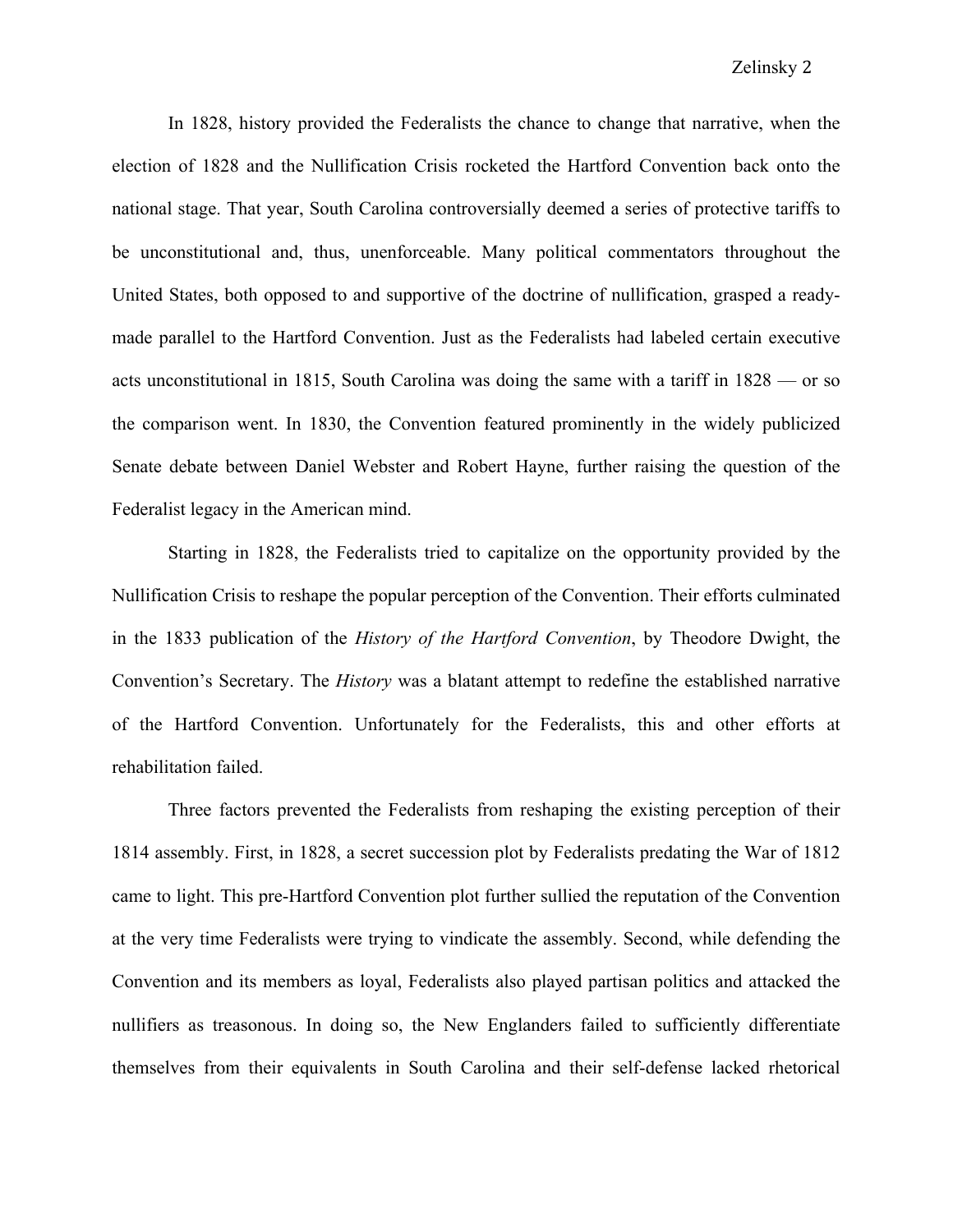In 1828, history provided the Federalists the chance to change that narrative, when the election of 1828 and the Nullification Crisis rocketed the Hartford Convention back onto the national stage. That year, South Carolina controversially deemed a series of protective tariffs to be unconstitutional and, thus, unenforceable. Many political commentators throughout the United States, both opposed to and supportive of the doctrine of nullification, grasped a ready-made parallel to the Hartford Convention. Just as the Federalists had labeled certain executive acts unconstitutional in 1815, South Carolina was doing the same with a tariff in 1828 — or so the comparison went. In 1830, the Convention featured prominently in the widely publicized Senate debate between Daniel Webster and Robert Hayne, further raising the question of the Federalist legacy in the American mind.

Starting in 1828, the Federalists tried to capitalize on the opportunity provided by the Nullification Crisis to reshape the popular perception of the Convention. Their efforts culminated in the 1833 publication of the *History of the Hartford Convention*, by Theodore Dwight, the Convention's Secretary. The *History* was a blatant attempt to redefine the established narrative of the Hartford Convention. Unfortunately for the Federalists, this and other efforts at rehabilitation failed.

Three factors prevented the Federalists from reshaping the existing perception of their 1814 assembly. First, in 1828, a secret succession plot by Federalists predating the War of 1812 came to light. This pre-Hartford Convention plot further sullied the reputation of the Convention at the very time Federalists were trying to vindicate the assembly. Second, while defending the Convention and its members as loyal, Federalists also played partisan politics and attacked the nullifiers as treasonous. In doing so, the New Englanders failed to sufficiently differentiate themselves from their equivalents in South Carolina and their self-defense lacked rhetorical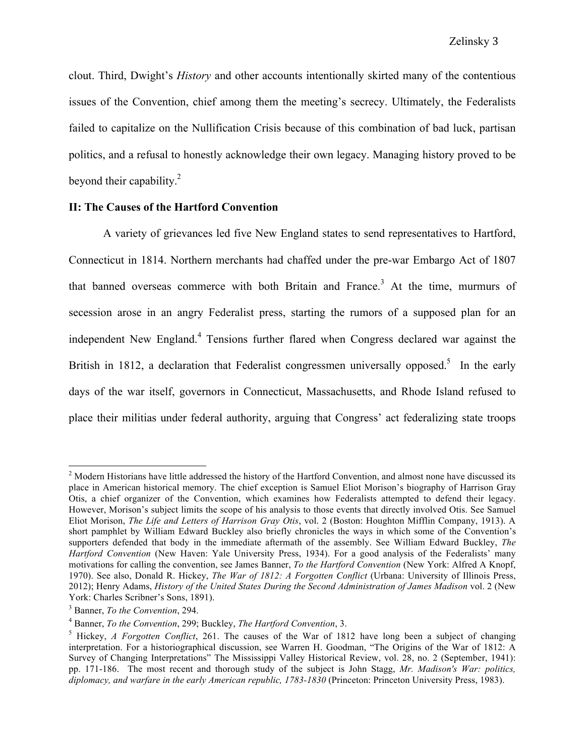clout. Third, Dwight's *History* and other accounts intentionally skirted many of the contentious issues of the Convention, chief among them the meeting's secrecy. Ultimately, the Federalists failed to capitalize on the Nullification Crisis because of this combination of bad luck, partisan politics, and a refusal to honestly acknowledge their own legacy. Managing history proved to be beyond their capability.[2]

## II: The Causes of the Hartford Convention

A variety of grievances led five New England states to send representatives to Hartford, Connecticut in 1814. Northern merchants had chaffed under the pre-war Embargo Act of 1807 that banned overseas commerce with both Britain and France.[3] At the time, murmurs of secession arose in an angry Federalist press, starting the rumors of a supposed plan for an independent New England.[4] Tensions further flared when Congress declared war against the British in 1812, a declaration that Federalist congressmen universally opposed.[5] In the early days of the war itself, governors in Connecticut, Massachusetts, and Rhode Island refused to place their militias under federal authority, arguing that Congress' act federalizing state troops

---

[2] Modern Historians have little addressed the history of the Hartford Convention, and almost none have discussed its place in American historical memory. The chief exception is Samuel Eliot Morison's biography of Harrison Gray Otis, a chief organizer of the Convention, which examines how Federalists attempted to defend their legacy. However, Morison's subject limits the scope of his analysis to those events that directly involved Otis. See Samuel Eliot Morison, *The Life and Letters of Harrison Gray Otis*, vol. 2 (Boston: Houghton Mifflin Company, 1913). A short pamphlet by William Edward Buckley also briefly chronicles the ways in which some of the Convention's supporters defended that body in the immediate aftermath of the assembly. See William Edward Buckley, *The Hartford Convention* (New Haven: Yale University Press, 1934). For a good analysis of the Federalists' many motivations for calling the convention, see James Banner, *To the Hartford Convention* (New York: Alfred A Knopf, 1970). See also, Donald R. Hickey, *The War of 1812: A Forgotten Conflict* (Urbana: University of Illinois Press, 2012); Henry Adams, *History of the United States During the Second Administration of James Madison* vol. 2 (New York: Charles Scribner's Sons, 1891).

[3] Banner, *To the Convention*, 294.

[4] Banner, *To the Convention*, 299; Buckley, *The Hartford Convention*, 3.

[5] Hickey, *A Forgotten Conflict*, 261. The causes of the War of 1812 have long been a subject of changing interpretation. For a historiographical discussion, see Warren H. Goodman, "The Origins of the War of 1812: A Survey of Changing Interpretations" The Mississippi Valley Historical Review, vol. 28, no. 2 (September, 1941): pp. 171-186. The most recent and thorough study of the subject is John Stagg, *Mr. Madison's War: politics, diplomacy, and warfare in the early American republic, 1783-1830* (Princeton: Princeton University Press, 1983).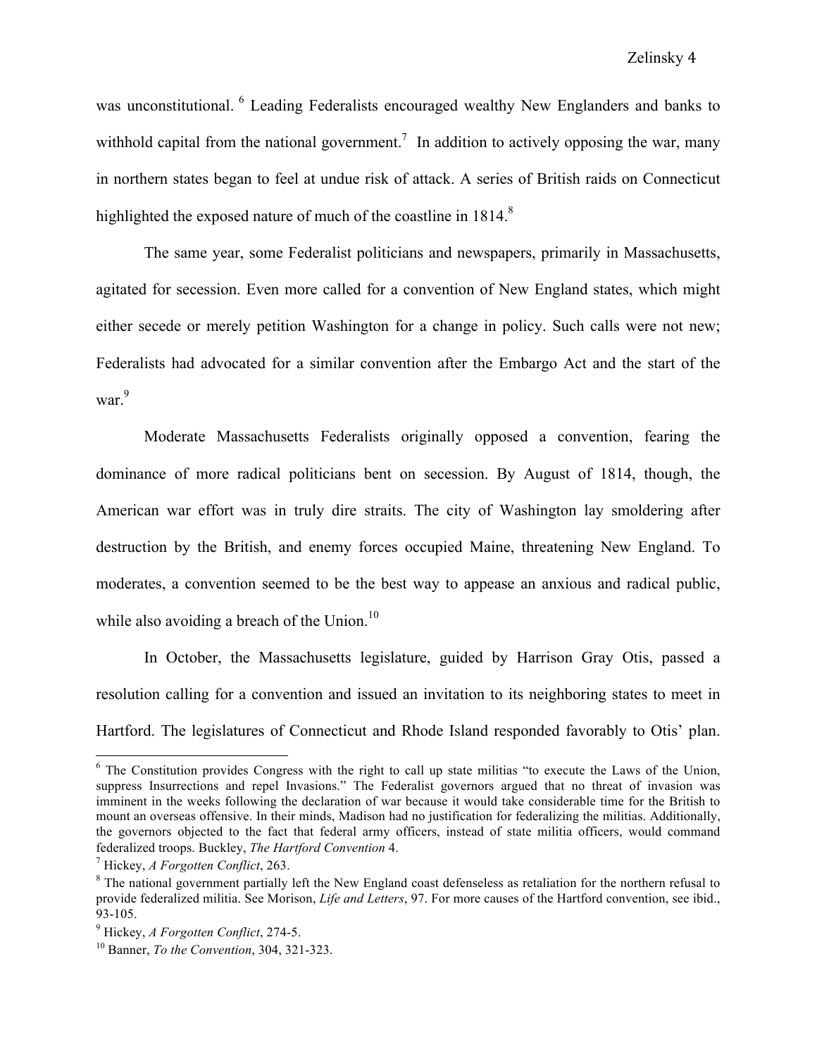was unconstitutional. [6] Leading Federalists encouraged wealthy New Englanders and banks to withhold capital from the national government.[7] In addition to actively opposing the war, many in northern states began to feel at undue risk of attack. A series of British raids on Connecticut highlighted the exposed nature of much of the coastline in 1814.[8]

The same year, some Federalist politicians and newspapers, primarily in Massachusetts, agitated for secession. Even more called for a convention of New England states, which might either secede or merely petition Washington for a change in policy. Such calls were not new; Federalists had advocated for a similar convention after the Embargo Act and the start of the war.[9]

Moderate Massachusetts Federalists originally opposed a convention, fearing the dominance of more radical politicians bent on secession. By August of 1814, though, the American war effort was in truly dire straits. The city of Washington lay smoldering after destruction by the British, and enemy forces occupied Maine, threatening New England. To moderates, a convention seemed to be the best way to appease an anxious and radical public, while also avoiding a breach of the Union.[10]

In October, the Massachusetts legislature, guided by Harrison Gray Otis, passed a resolution calling for a convention and issued an invitation to its neighboring states to meet in Hartford. The legislatures of Connecticut and Rhode Island responded favorably to Otis' plan.

---

[6] The Constitution provides Congress with the right to call up state militias "to execute the Laws of the Union, suppress Insurrections and repel Invasions." The Federalist governors argued that no threat of invasion was imminent in the weeks following the declaration of war because it would take considerable time for the British to mount an overseas offensive. In their minds, Madison had no justification for federalizing the militias. Additionally, the governors objected to the fact that federal army officers, instead of state militia officers, would command federalized troops. Buckley, *The Hartford Convention* 4.

[7] Hickey, *A Forgotten Conflict*, 263.

[8] The national government partially left the New England coast defenseless as retaliation for the northern refusal to provide federalized militia. See Morison, *Life and Letters*, 97. For more causes of the Hartford convention, see ibid., 93-105.

[9] Hickey, *A Forgotten Conflict*, 274-5.

[10] Banner, *To the Convention*, 304, 321-323.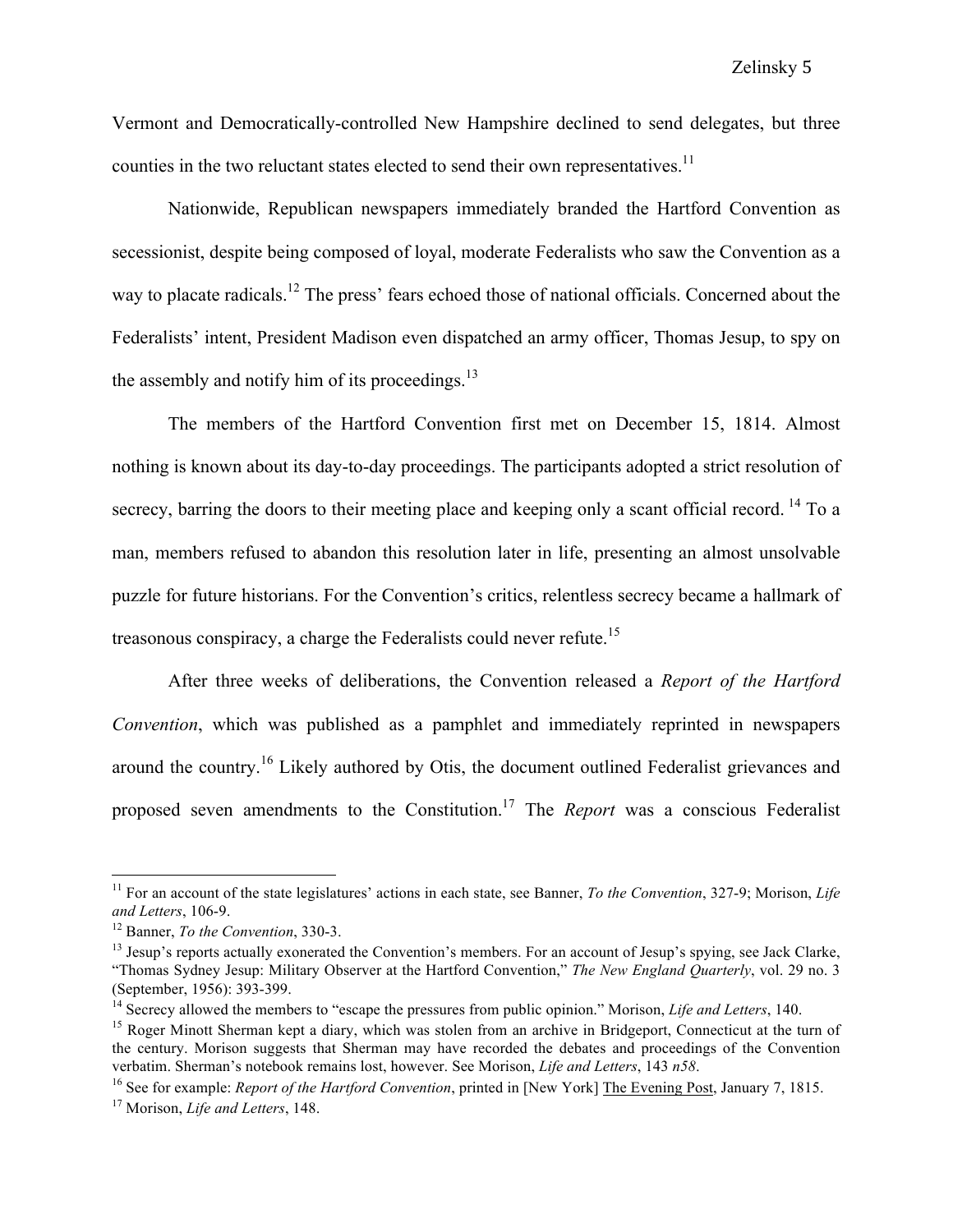Vermont and Democratically-controlled New Hampshire declined to send delegates, but three counties in the two reluctant states elected to send their own representatives.[11]

Nationwide, Republican newspapers immediately branded the Hartford Convention as secessionist, despite being composed of loyal, moderate Federalists who saw the Convention as a way to placate radicals.[12] The press' fears echoed those of national officials. Concerned about the Federalists' intent, President Madison even dispatched an army officer, Thomas Jesup, to spy on the assembly and notify him of its proceedings.[13]

The members of the Hartford Convention first met on December 15, 1814. Almost nothing is known about its day-to-day proceedings. The participants adopted a strict resolution of secrecy, barring the doors to their meeting place and keeping only a scant official record.[14] To a man, members refused to abandon this resolution later in life, presenting an almost unsolvable puzzle for future historians. For the Convention's critics, relentless secrecy became a hallmark of treasonous conspiracy, a charge the Federalists could never refute.[15]

After three weeks of deliberations, the Convention released a *Report of the Hartford Convention*, which was published as a pamphlet and immediately reprinted in newspapers around the country.[16] Likely authored by Otis, the document outlined Federalist grievances and proposed seven amendments to the Constitution.[17] The *Report* was a conscious Federalist

---

[11] For an account of the state legislatures' actions in each state, see Banner, *To the Convention*, 327-9; Morison, *Life and Letters*, 106-9.

[12] Banner, *To the Convention*, 330-3.

[13] Jesup's reports actually exonerated the Convention's members. For an account of Jesup's spying, see Jack Clarke, "Thomas Sydney Jesup: Military Observer at the Hartford Convention," *The New England Quarterly*, vol. 29 no. 3 (September, 1956): 393-399.

[14] Secrecy allowed the members to "escape the pressures from public opinion." Morison, *Life and Letters*, 140.

[15] Roger Minott Sherman kept a diary, which was stolen from an archive in Bridgeport, Connecticut at the turn of the century. Morison suggests that Sherman may have recorded the debates and proceedings of the Convention verbatim. Sherman's notebook remains lost, however. See Morison, *Life and Letters*, 143 *n58*.

[16] See for example: *Report of the Hartford Convention*, printed in [New York] The Evening Post, January 7, 1815.

[17] Morison, *Life and Letters*, 148.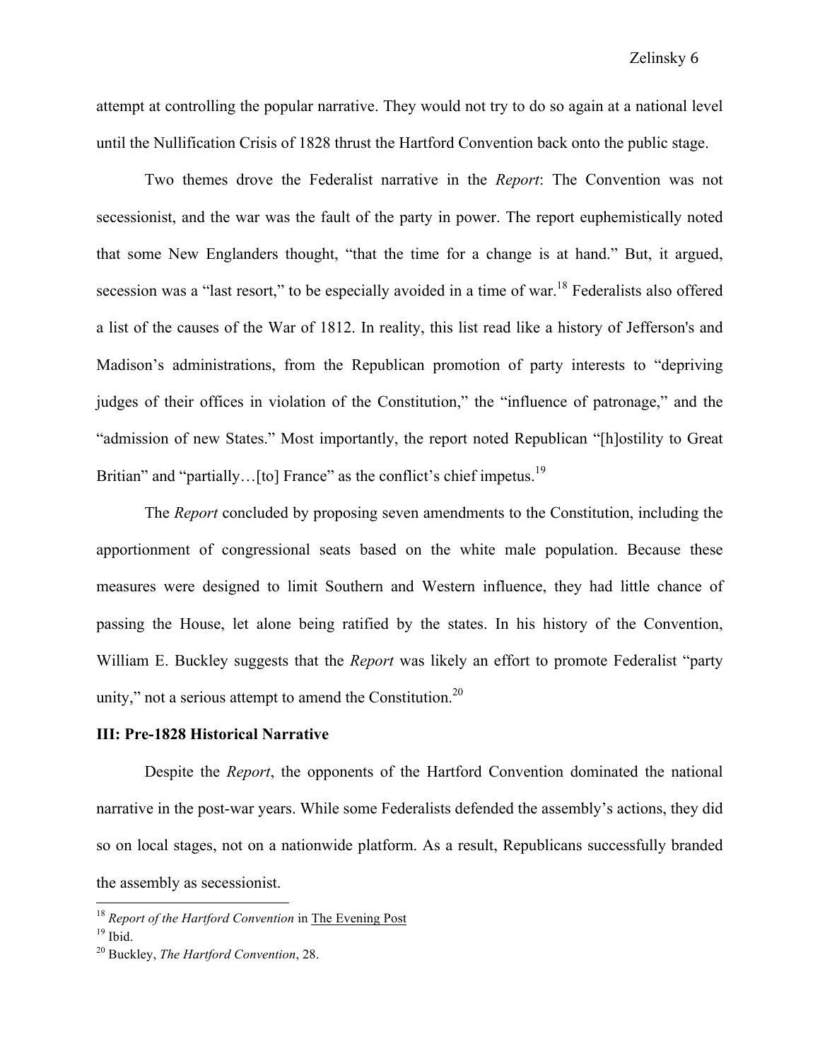attempt at controlling the popular narrative. They would not try to do so again at a national level until the Nullification Crisis of 1828 thrust the Hartford Convention back onto the public stage.

Two themes drove the Federalist narrative in the *Report*: The Convention was not secessionist, and the war was the fault of the party in power. The report euphemistically noted that some New Englanders thought, "that the time for a change is at hand." But, it argued, secession was a "last resort," to be especially avoided in a time of war.[18] Federalists also offered a list of the causes of the War of 1812. In reality, this list read like a history of Jefferson's and Madison's administrations, from the Republican promotion of party interests to "depriving judges of their offices in violation of the Constitution," the "influence of patronage," and the "admission of new States." Most importantly, the report noted Republican "[h]ostility to Great Britian" and "partially…[to] France" as the conflict's chief impetus.[19]

The *Report* concluded by proposing seven amendments to the Constitution, including the apportionment of congressional seats based on the white male population. Because these measures were designed to limit Southern and Western influence, they had little chance of passing the House, let alone being ratified by the states. In his history of the Convention, William E. Buckley suggests that the *Report* was likely an effort to promote Federalist "party unity," not a serious attempt to amend the Constitution.[20]

**III: Pre-1828 Historical Narrative**

Despite the *Report*, the opponents of the Hartford Convention dominated the national narrative in the post-war years. While some Federalists defended the assembly's actions, they did so on local stages, not on a nationwide platform. As a result, Republicans successfully branded the assembly as secessionist.

---

[18] *Report of the Hartford Convention* in The Evening Post

[19] Ibid.

[20] Buckley, *The Hartford Convention*, 28.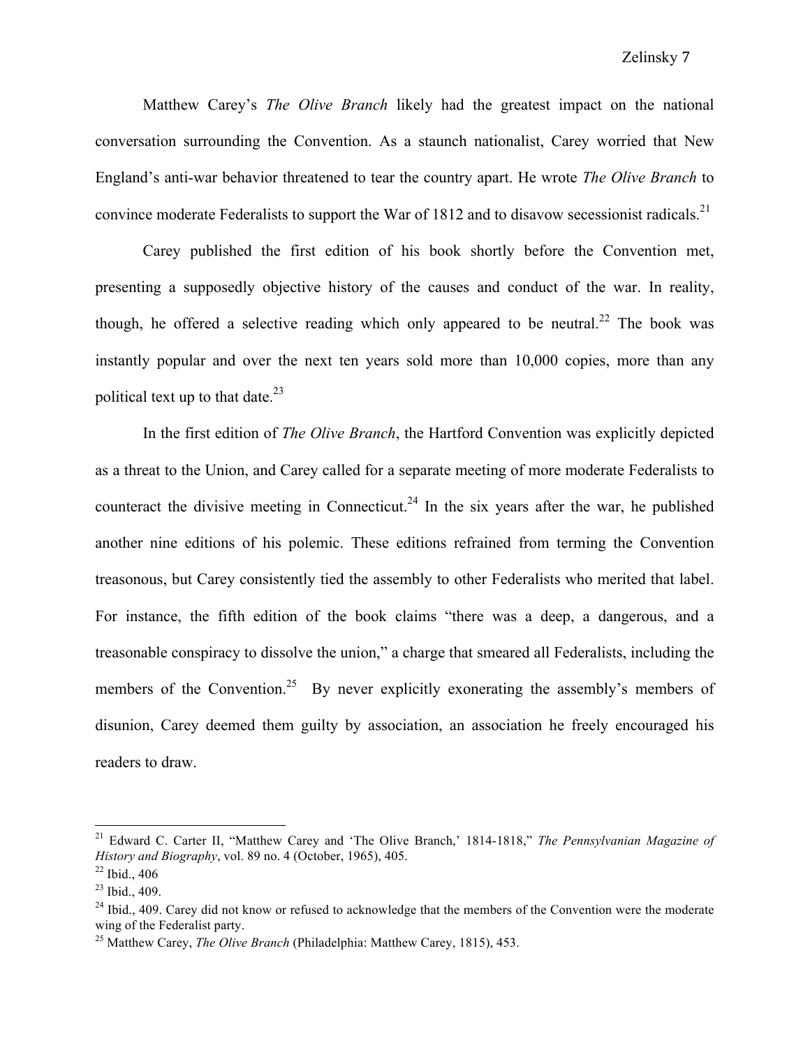Matthew Carey's *The Olive Branch* likely had the greatest impact on the national conversation surrounding the Convention. As a staunch nationalist, Carey worried that New England's anti-war behavior threatened to tear the country apart. He wrote *The Olive Branch* to convince moderate Federalists to support the War of 1812 and to disavow secessionist radicals.[21]

Carey published the first edition of his book shortly before the Convention met, presenting a supposedly objective history of the causes and conduct of the war. In reality, though, he offered a selective reading which only appeared to be neutral.[22] The book was instantly popular and over the next ten years sold more than 10,000 copies, more than any political text up to that date.[23]

In the first edition of *The Olive Branch*, the Hartford Convention was explicitly depicted as a threat to the Union, and Carey called for a separate meeting of more moderate Federalists to counteract the divisive meeting in Connecticut.[24] In the six years after the war, he published another nine editions of his polemic. These editions refrained from terming the Convention treasonous, but Carey consistently tied the assembly to other Federalists who merited that label. For instance, the fifth edition of the book claims "there was a deep, a dangerous, and a treasonable conspiracy to dissolve the union," a charge that smeared all Federalists, including the members of the Convention.[25] By never explicitly exonerating the assembly's members of disunion, Carey deemed them guilty by association, an association he freely encouraged his readers to draw.

---

[21] Edward C. Carter II, "Matthew Carey and 'The Olive Branch,' 1814-1818," *The Pennsylvanian Magazine of History and Biography*, vol. 89 no. 4 (October, 1965), 405.

[22] Ibid., 406

[23] Ibid., 409.

[24] Ibid., 409. Carey did not know or refused to acknowledge that the members of the Convention were the moderate wing of the Federalist party.

[25] Matthew Carey, *The Olive Branch* (Philadelphia: Matthew Carey, 1815), 453.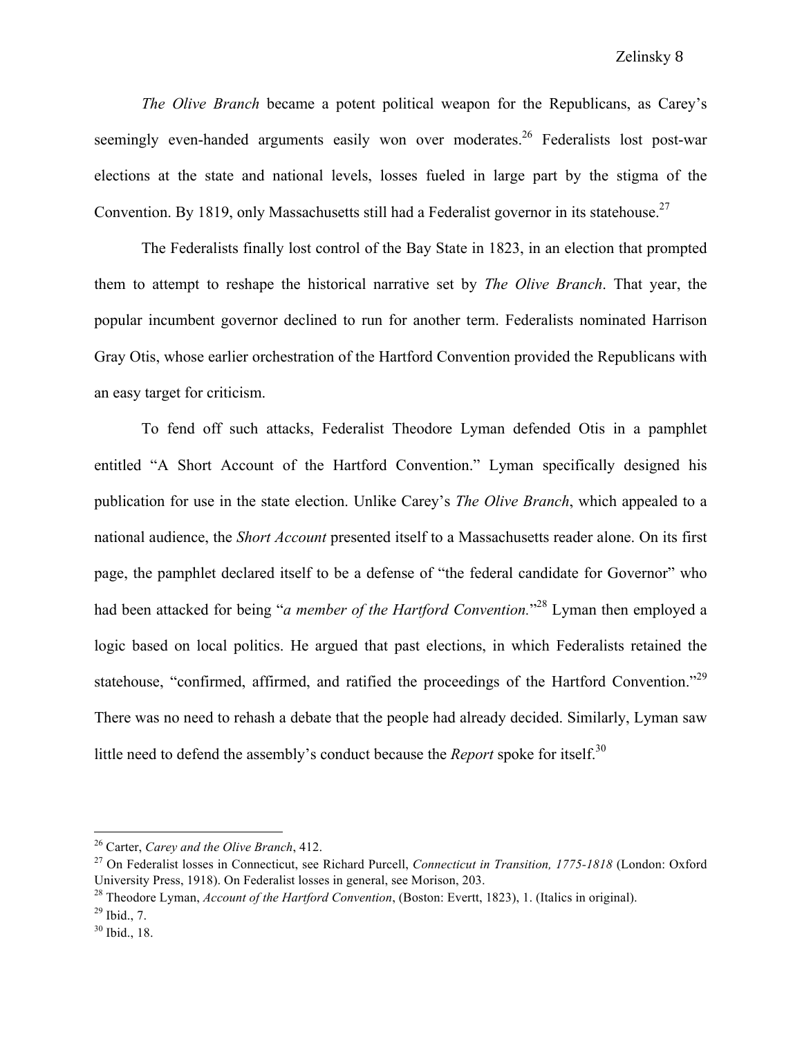*The Olive Branch* became a potent political weapon for the Republicans, as Carey's seemingly even-handed arguments easily won over moderates.[26] Federalists lost post-war elections at the state and national levels, losses fueled in large part by the stigma of the Convention. By 1819, only Massachusetts still had a Federalist governor in its statehouse.[27]

The Federalists finally lost control of the Bay State in 1823, in an election that prompted them to attempt to reshape the historical narrative set by *The Olive Branch*. That year, the popular incumbent governor declined to run for another term. Federalists nominated Harrison Gray Otis, whose earlier orchestration of the Hartford Convention provided the Republicans with an easy target for criticism.

To fend off such attacks, Federalist Theodore Lyman defended Otis in a pamphlet entitled "A Short Account of the Hartford Convention." Lyman specifically designed his publication for use in the state election. Unlike Carey's *The Olive Branch*, which appealed to a national audience, the *Short Account* presented itself to a Massachusetts reader alone. On its first page, the pamphlet declared itself to be a defense of "the federal candidate for Governor" who had been attacked for being "*a member of the Hartford Convention.*"[28] Lyman then employed a logic based on local politics. He argued that past elections, in which Federalists retained the statehouse, "confirmed, affirmed, and ratified the proceedings of the Hartford Convention."[29] There was no need to rehash a debate that the people had already decided. Similarly, Lyman saw little need to defend the assembly's conduct because the *Report* spoke for itself.[30]

---

[26] Carter, *Carey and the Olive Branch*, 412.

[27] On Federalist losses in Connecticut, see Richard Purcell, *Connecticut in Transition, 1775-1818* (London: Oxford University Press, 1918). On Federalist losses in general, see Morison, 203.

[28] Theodore Lyman, *Account of the Hartford Convention*, (Boston: Evertt, 1823), 1. (Italics in original).

[29] Ibid., 7.

[30] Ibid., 18.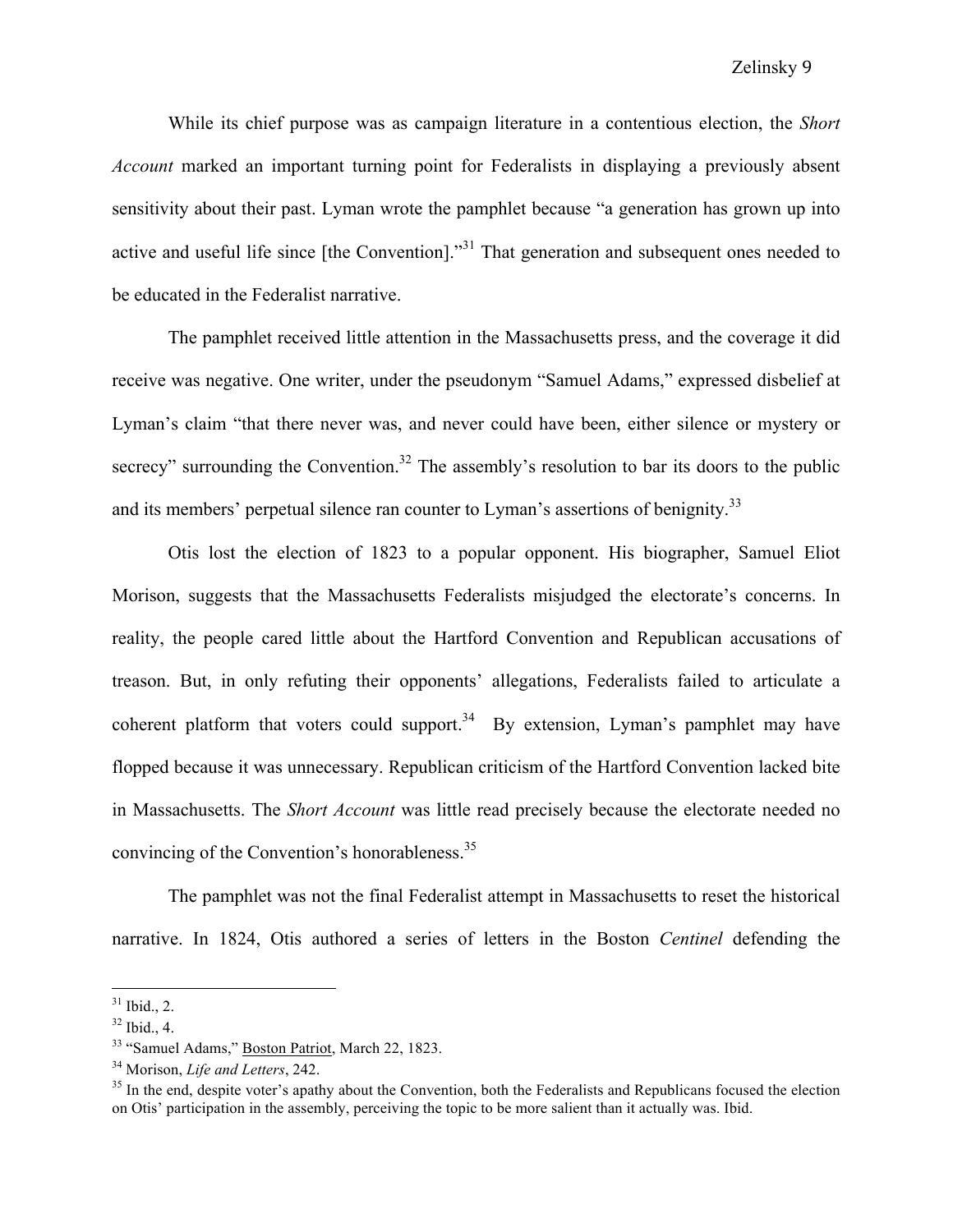While its chief purpose was as campaign literature in a contentious election, the *Short Account* marked an important turning point for Federalists in displaying a previously absent sensitivity about their past. Lyman wrote the pamphlet because "a generation has grown up into active and useful life since [the Convention]."[31] That generation and subsequent ones needed to be educated in the Federalist narrative.

The pamphlet received little attention in the Massachusetts press, and the coverage it did receive was negative. One writer, under the pseudonym "Samuel Adams," expressed disbelief at Lyman's claim "that there never was, and never could have been, either silence or mystery or secrecy" surrounding the Convention.[32] The assembly's resolution to bar its doors to the public and its members' perpetual silence ran counter to Lyman's assertions of benignity.[33]

Otis lost the election of 1823 to a popular opponent. His biographer, Samuel Eliot Morison, suggests that the Massachusetts Federalists misjudged the electorate's concerns. In reality, the people cared little about the Hartford Convention and Republican accusations of treason. But, in only refuting their opponents' allegations, Federalists failed to articulate a coherent platform that voters could support.[34] By extension, Lyman's pamphlet may have flopped because it was unnecessary. Republican criticism of the Hartford Convention lacked bite in Massachusetts. The *Short Account* was little read precisely because the electorate needed no convincing of the Convention's honorableness.[35]

The pamphlet was not the final Federalist attempt in Massachusetts to reset the historical narrative. In 1824, Otis authored a series of letters in the Boston *Centinel* defending the

---

[31] Ibid., 2.

[32] Ibid., 4.

[33] "Samuel Adams," Boston Patriot, March 22, 1823.

[34] Morison, *Life and Letters*, 242.

[35] In the end, despite voter's apathy about the Convention, both the Federalists and Republicans focused the election on Otis' participation in the assembly, perceiving the topic to be more salient than it actually was. Ibid.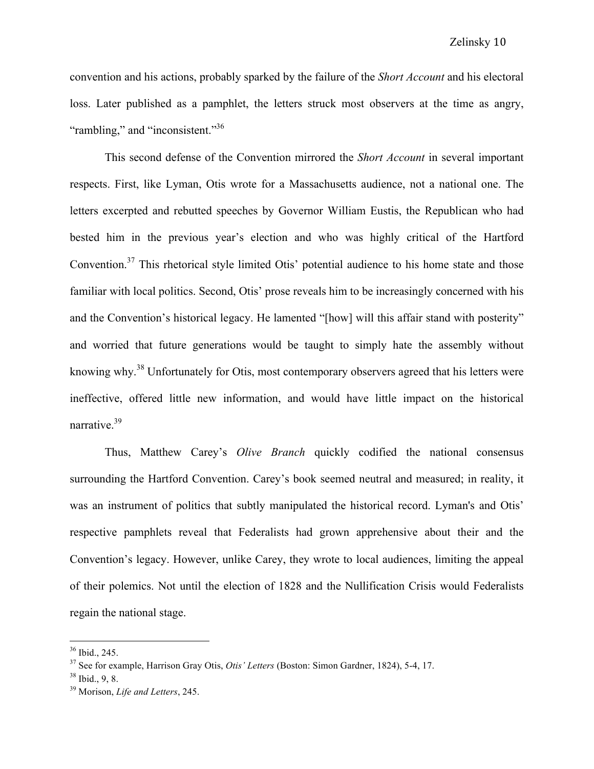convention and his actions, probably sparked by the failure of the *Short Account* and his electoral loss. Later published as a pamphlet, the letters struck most observers at the time as angry, "rambling," and "inconsistent."[36]

This second defense of the Convention mirrored the *Short Account* in several important respects. First, like Lyman, Otis wrote for a Massachusetts audience, not a national one. The letters excerpted and rebutted speeches by Governor William Eustis, the Republican who had bested him in the previous year's election and who was highly critical of the Hartford Convention.[37] This rhetorical style limited Otis' potential audience to his home state and those familiar with local politics. Second, Otis' prose reveals him to be increasingly concerned with his and the Convention's historical legacy. He lamented "[how] will this affair stand with posterity" and worried that future generations would be taught to simply hate the assembly without knowing why.[38] Unfortunately for Otis, most contemporary observers agreed that his letters were ineffective, offered little new information, and would have little impact on the historical narrative.[39]

Thus, Matthew Carey's *Olive Branch* quickly codified the national consensus surrounding the Hartford Convention. Carey's book seemed neutral and measured; in reality, it was an instrument of politics that subtly manipulated the historical record. Lyman's and Otis' respective pamphlets reveal that Federalists had grown apprehensive about their and the Convention's legacy. However, unlike Carey, they wrote to local audiences, limiting the appeal of their polemics. Not until the election of 1828 and the Nullification Crisis would Federalists regain the national stage.

---

[36] Ibid., 245.

[37] See for example, Harrison Gray Otis, *Otis' Letters* (Boston: Simon Gardner, 1824), 5-4, 17.

[38] Ibid., 9, 8.

[39] Morison, *Life and Letters*, 245.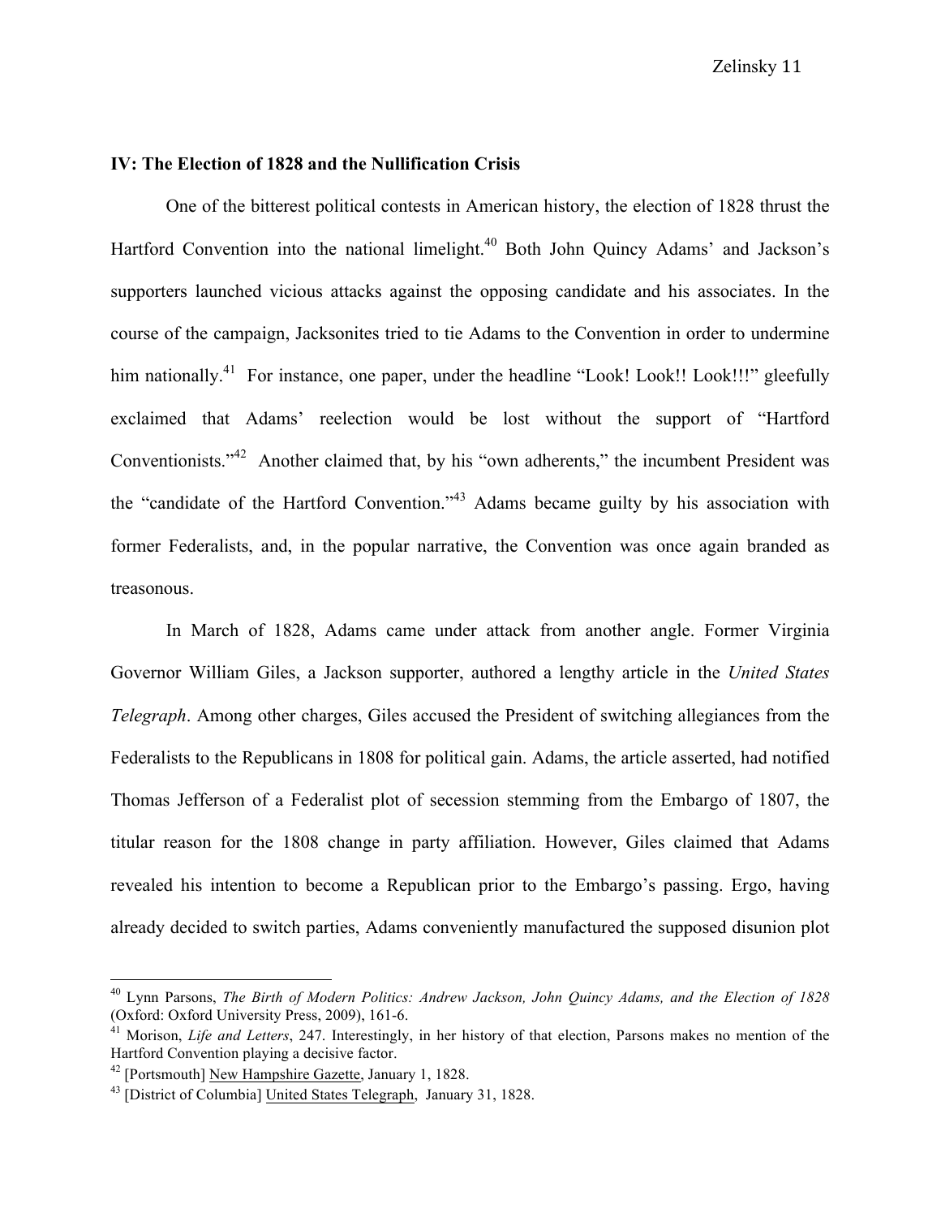## IV: The Election of 1828 and the Nullification Crisis

One of the bitterest political contests in American history, the election of 1828 thrust the Hartford Convention into the national limelight.[40] Both John Quincy Adams' and Jackson's supporters launched vicious attacks against the opposing candidate and his associates. In the course of the campaign, Jacksonites tried to tie Adams to the Convention in order to undermine him nationally.[41] For instance, one paper, under the headline "Look! Look!! Look!!!" gleefully exclaimed that Adams' reelection would be lost without the support of "Hartford Conventionists."[42] Another claimed that, by his "own adherents," the incumbent President was the "candidate of the Hartford Convention."[43] Adams became guilty by his association with former Federalists, and, in the popular narrative, the Convention was once again branded as treasonous.

In March of 1828, Adams came under attack from another angle. Former Virginia Governor William Giles, a Jackson supporter, authored a lengthy article in the *United States Telegraph*. Among other charges, Giles accused the President of switching allegiances from the Federalists to the Republicans in 1808 for political gain. Adams, the article asserted, had notified Thomas Jefferson of a Federalist plot of secession stemming from the Embargo of 1807, the titular reason for the 1808 change in party affiliation. However, Giles claimed that Adams revealed his intention to become a Republican prior to the Embargo's passing. Ergo, having already decided to switch parties, Adams conveniently manufactured the supposed disunion plot

---

[40] Lynn Parsons, *The Birth of Modern Politics: Andrew Jackson, John Quincy Adams, and the Election of 1828* (Oxford: Oxford University Press, 2009), 161-6.

[41] Morison, *Life and Letters*, 247. Interestingly, in her history of that election, Parsons makes no mention of the Hartford Convention playing a decisive factor.

[42] [Portsmouth] New Hampshire Gazette, January 1, 1828.

[43] [District of Columbia] United States Telegraph, January 31, 1828.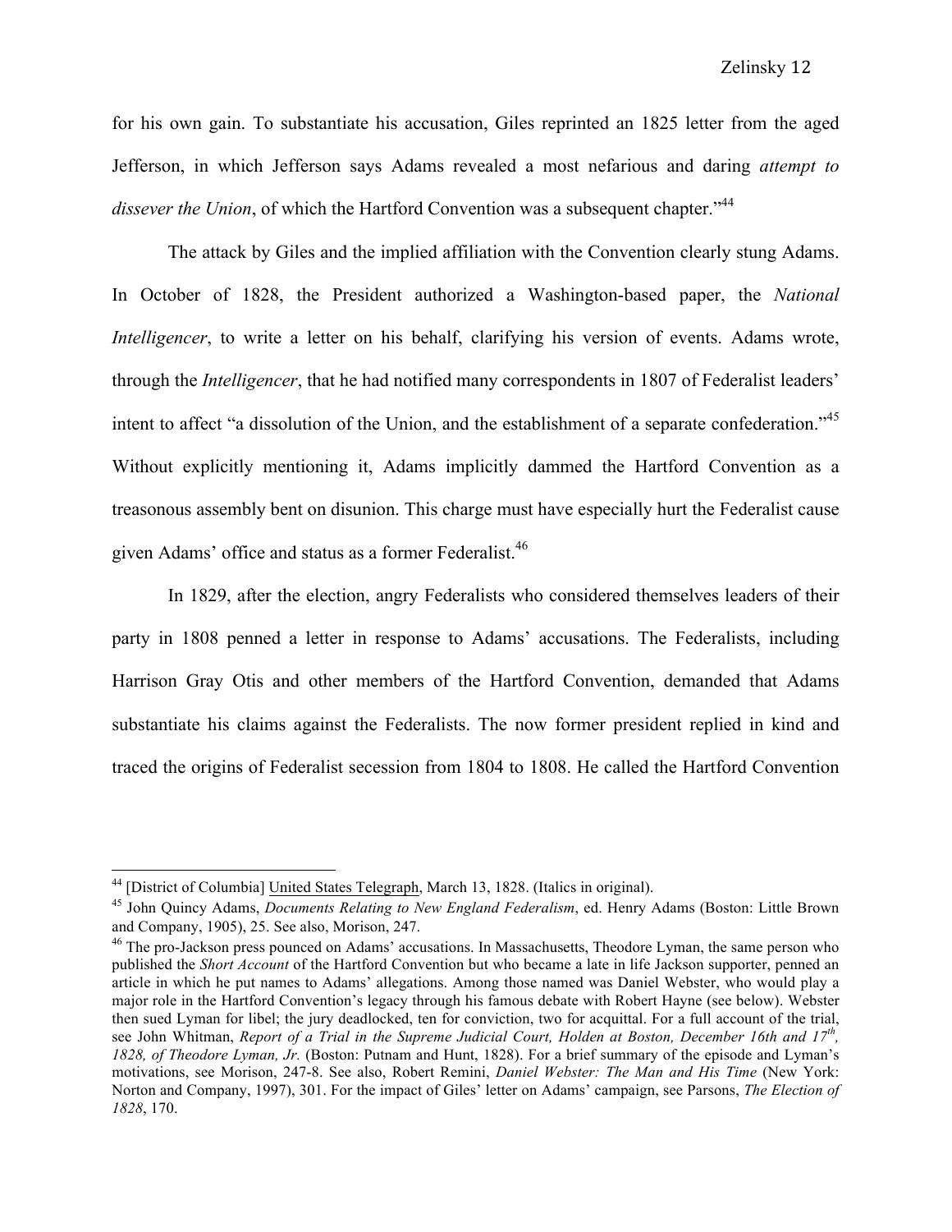for his own gain. To substantiate his accusation, Giles reprinted an 1825 letter from the aged Jefferson, in which Jefferson says Adams revealed a most nefarious and daring *attempt to dissever the Union*, of which the Hartford Convention was a subsequent chapter."[44]

The attack by Giles and the implied affiliation with the Convention clearly stung Adams. In October of 1828, the President authorized a Washington-based paper, the *National Intelligencer*, to write a letter on his behalf, clarifying his version of events. Adams wrote, through the *Intelligencer*, that he had notified many correspondents in 1807 of Federalist leaders' intent to affect "a dissolution of the Union, and the establishment of a separate confederation."[45] Without explicitly mentioning it, Adams implicitly dammed the Hartford Convention as a treasonous assembly bent on disunion. This charge must have especially hurt the Federalist cause given Adams' office and status as a former Federalist.[46]

In 1829, after the election, angry Federalists who considered themselves leaders of their party in 1808 penned a letter in response to Adams' accusations. The Federalists, including Harrison Gray Otis and other members of the Hartford Convention, demanded that Adams substantiate his claims against the Federalists. The now former president replied in kind and traced the origins of Federalist secession from 1804 to 1808. He called the Hartford Convention

---

[44] [District of Columbia] United States Telegraph, March 13, 1828. (Italics in original).

[45] John Quincy Adams, *Documents Relating to New England Federalism*, ed. Henry Adams (Boston: Little Brown and Company, 1905), 25. See also, Morison, 247.

[46] The pro-Jackson press pounced on Adams' accusations. In Massachusetts, Theodore Lyman, the same person who published the *Short Account* of the Hartford Convention but who became a late in life Jackson supporter, penned an article in which he put names to Adams' allegations. Among those named was Daniel Webster, who would play a major role in the Hartford Convention's legacy through his famous debate with Robert Hayne (see below). Webster then sued Lyman for libel; the jury deadlocked, ten for conviction, two for acquittal. For a full account of the trial, see John Whitman, *Report of a Trial in the Supreme Judicial Court, Holden at Boston, December 16th and 17th, 1828, of Theodore Lyman, Jr.* (Boston: Putnam and Hunt, 1828). For a brief summary of the episode and Lyman's motivations, see Morison, 247-8. See also, Robert Remini, *Daniel Webster: The Man and His Time* (New York: Norton and Company, 1997), 301. For the impact of Giles' letter on Adams' campaign, see Parsons, *The Election of 1828*, 170.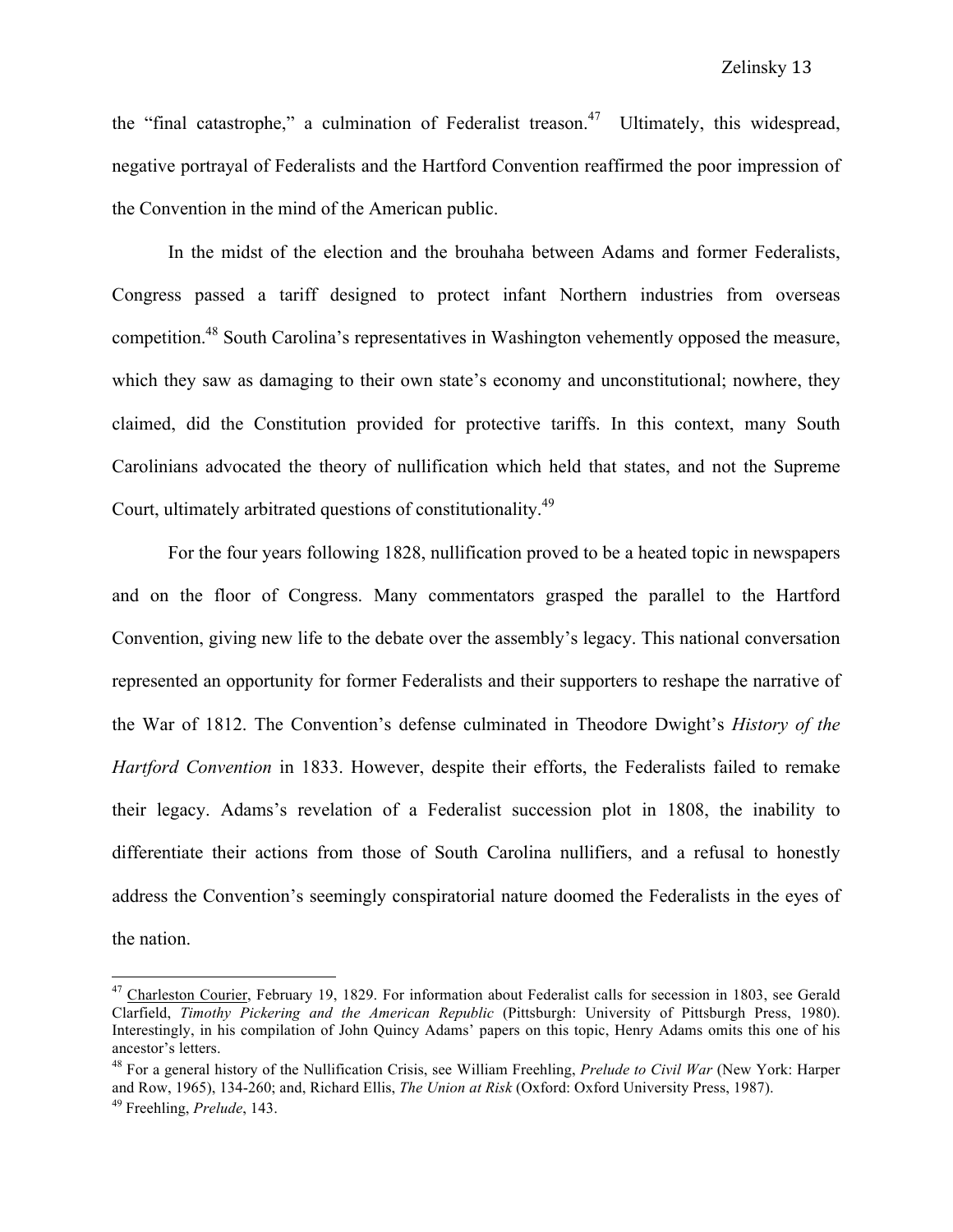the "final catastrophe," a culmination of Federalist treason.[47] Ultimately, this widespread, negative portrayal of Federalists and the Hartford Convention reaffirmed the poor impression of the Convention in the mind of the American public.

In the midst of the election and the brouhaha between Adams and former Federalists, Congress passed a tariff designed to protect infant Northern industries from overseas competition.[48] South Carolina's representatives in Washington vehemently opposed the measure, which they saw as damaging to their own state's economy and unconstitutional; nowhere, they claimed, did the Constitution provided for protective tariffs. In this context, many South Carolinians advocated the theory of nullification which held that states, and not the Supreme Court, ultimately arbitrated questions of constitutionality.[49]

For the four years following 1828, nullification proved to be a heated topic in newspapers and on the floor of Congress. Many commentators grasped the parallel to the Hartford Convention, giving new life to the debate over the assembly's legacy. This national conversation represented an opportunity for former Federalists and their supporters to reshape the narrative of the War of 1812. The Convention's defense culminated in Theodore Dwight's *History of the Hartford Convention* in 1833. However, despite their efforts, the Federalists failed to remake their legacy. Adams's revelation of a Federalist succession plot in 1808, the inability to differentiate their actions from those of South Carolina nullifiers, and a refusal to honestly address the Convention's seemingly conspiratorial nature doomed the Federalists in the eyes of the nation.

---

[47] Charleston Courier, February 19, 1829. For information about Federalist calls for secession in 1803, see Gerald Clarfield, *Timothy Pickering and the American Republic* (Pittsburgh: University of Pittsburgh Press, 1980). Interestingly, in his compilation of John Quincy Adams' papers on this topic, Henry Adams omits this one of his ancestor's letters.

[48] For a general history of the Nullification Crisis, see William Freehling, *Prelude to Civil War* (New York: Harper and Row, 1965), 134-260; and, Richard Ellis, *The Union at Risk* (Oxford: Oxford University Press, 1987).

[49] Freehling, *Prelude*, 143.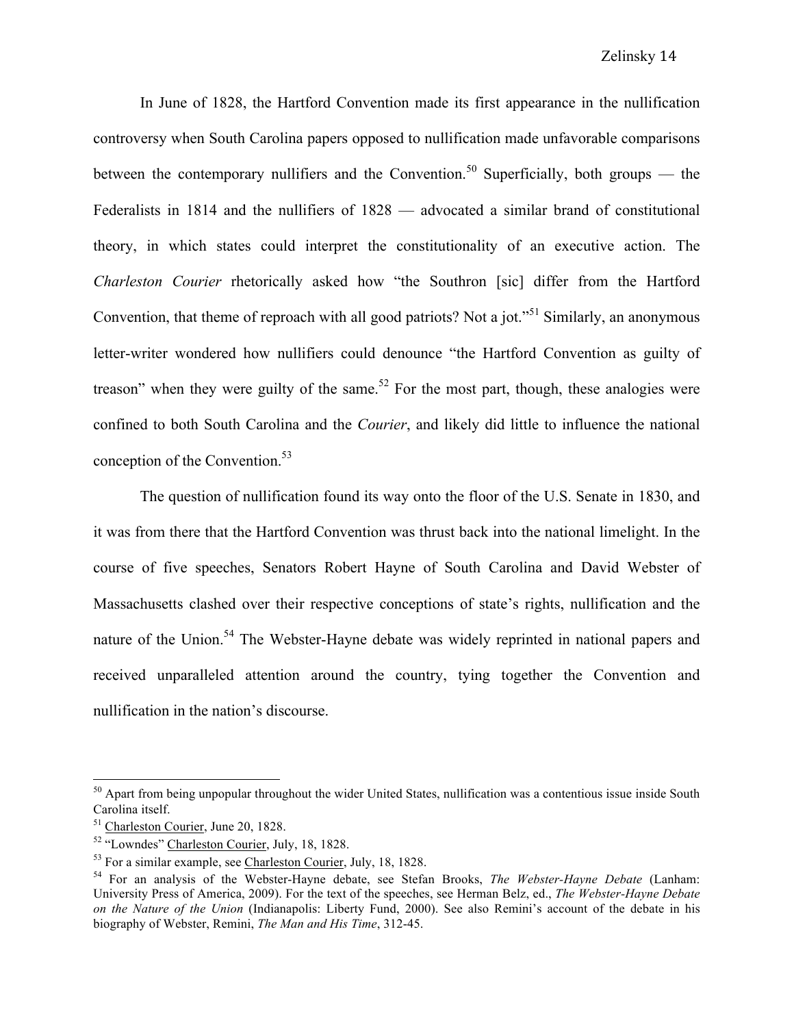In June of 1828, the Hartford Convention made its first appearance in the nullification controversy when South Carolina papers opposed to nullification made unfavorable comparisons between the contemporary nullifiers and the Convention.[50] Superficially, both groups — the Federalists in 1814 and the nullifiers of 1828 — advocated a similar brand of constitutional theory, in which states could interpret the constitutionality of an executive action. The *Charleston Courier* rhetorically asked how "the Southron [sic] differ from the Hartford Convention, that theme of reproach with all good patriots? Not a jot."[51] Similarly, an anonymous letter-writer wondered how nullifiers could denounce "the Hartford Convention as guilty of treason" when they were guilty of the same.[52] For the most part, though, these analogies were confined to both South Carolina and the *Courier*, and likely did little to influence the national conception of the Convention.[53]

The question of nullification found its way onto the floor of the U.S. Senate in 1830, and it was from there that the Hartford Convention was thrust back into the national limelight. In the course of five speeches, Senators Robert Hayne of South Carolina and David Webster of Massachusetts clashed over their respective conceptions of state's rights, nullification and the nature of the Union.[54] The Webster-Hayne debate was widely reprinted in national papers and received unparalleled attention around the country, tying together the Convention and nullification in the nation's discourse.

---

[50] Apart from being unpopular throughout the wider United States, nullification was a contentious issue inside South Carolina itself.

[51] Charleston Courier, June 20, 1828.

[52] "Lowndes" Charleston Courier, July, 18, 1828.

[53] For a similar example, see Charleston Courier, July, 18, 1828.

[54] For an analysis of the Webster-Hayne debate, see Stefan Brooks, *The Webster-Hayne Debate* (Lanham: University Press of America, 2009). For the text of the speeches, see Herman Belz, ed., *The Webster-Hayne Debate on the Nature of the Union* (Indianapolis: Liberty Fund, 2000). See also Remini's account of the debate in his biography of Webster, Remini, *The Man and His Time*, 312-45.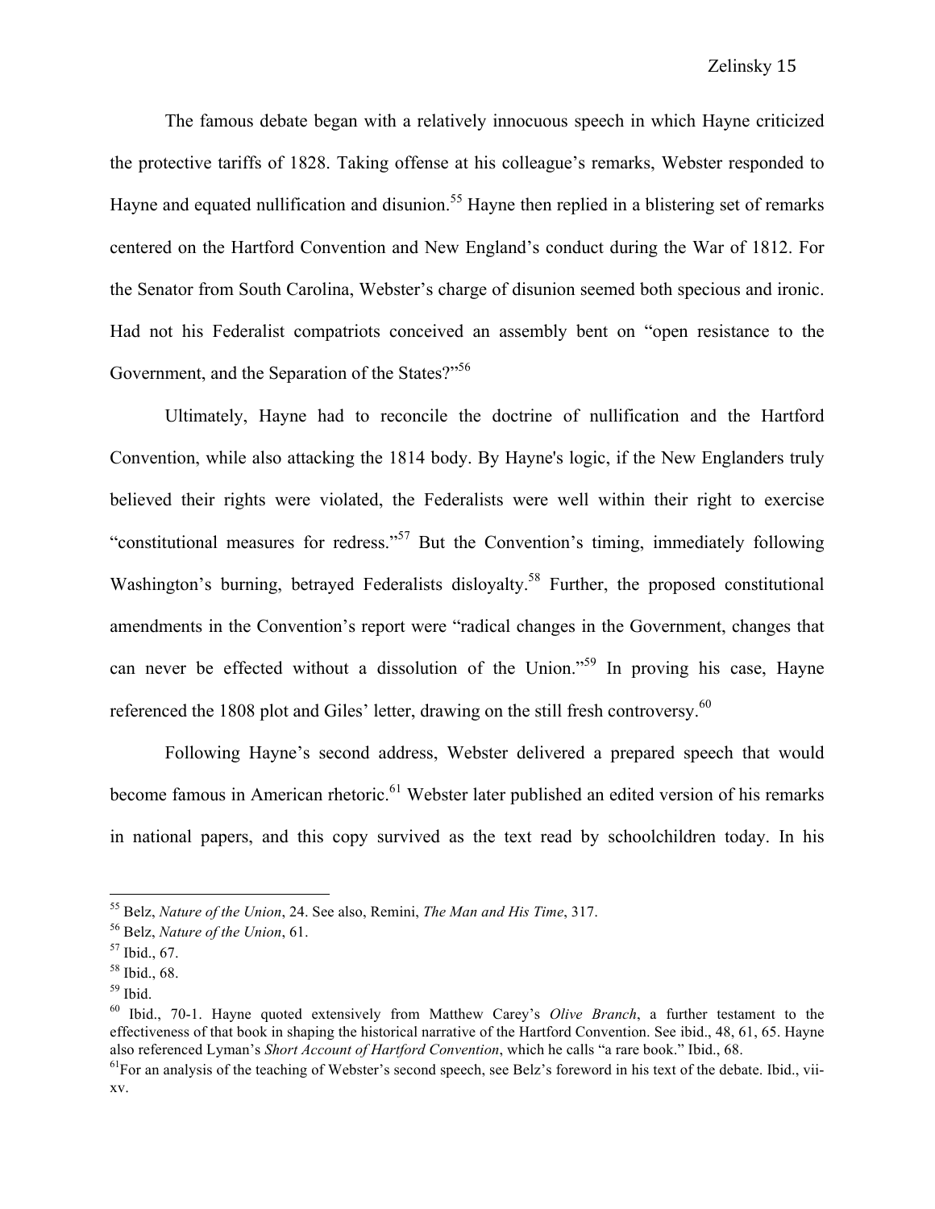The famous debate began with a relatively innocuous speech in which Hayne criticized the protective tariffs of 1828. Taking offense at his colleague's remarks, Webster responded to Hayne and equated nullification and disunion.[55] Hayne then replied in a blistering set of remarks centered on the Hartford Convention and New England's conduct during the War of 1812. For the Senator from South Carolina, Webster's charge of disunion seemed both specious and ironic. Had not his Federalist compatriots conceived an assembly bent on "open resistance to the Government, and the Separation of the States?"[56]

Ultimately, Hayne had to reconcile the doctrine of nullification and the Hartford Convention, while also attacking the 1814 body. By Hayne's logic, if the New Englanders truly believed their rights were violated, the Federalists were well within their right to exercise "constitutional measures for redress."[57] But the Convention's timing, immediately following Washington's burning, betrayed Federalists disloyalty.[58] Further, the proposed constitutional amendments in the Convention's report were "radical changes in the Government, changes that can never be effected without a dissolution of the Union."[59] In proving his case, Hayne referenced the 1808 plot and Giles' letter, drawing on the still fresh controversy.[60]

Following Hayne's second address, Webster delivered a prepared speech that would become famous in American rhetoric.[61] Webster later published an edited version of his remarks in national papers, and this copy survived as the text read by schoolchildren today. In his

---

[55] Belz, *Nature of the Union*, 24. See also, Remini, *The Man and His Time*, 317.

[56] Belz, *Nature of the Union*, 61.

[57] Ibid., 67.

[58] Ibid., 68.

[59] Ibid.

[60] Ibid., 70-1. Hayne quoted extensively from Matthew Carey's *Olive Branch*, a further testament to the effectiveness of that book in shaping the historical narrative of the Hartford Convention. See ibid., 48, 61, 65. Hayne also referenced Lyman's *Short Account of Hartford Convention*, which he calls "a rare book." Ibid., 68.

[61] For an analysis of the teaching of Webster's second speech, see Belz's foreword in his text of the debate. Ibid., vii-xv.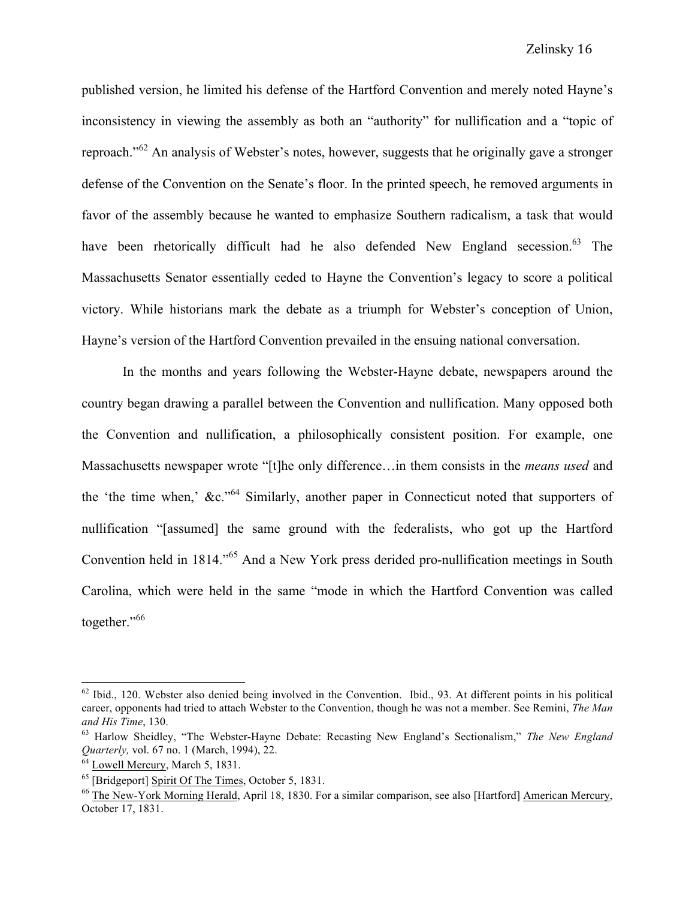published version, he limited his defense of the Hartford Convention and merely noted Hayne's inconsistency in viewing the assembly as both an "authority" for nullification and a "topic of reproach."[62] An analysis of Webster's notes, however, suggests that he originally gave a stronger defense of the Convention on the Senate's floor. In the printed speech, he removed arguments in favor of the assembly because he wanted to emphasize Southern radicalism, a task that would have been rhetorically difficult had he also defended New England secession.[63] The Massachusetts Senator essentially ceded to Hayne the Convention's legacy to score a political victory. While historians mark the debate as a triumph for Webster's conception of Union, Hayne's version of the Hartford Convention prevailed in the ensuing national conversation.

In the months and years following the Webster-Hayne debate, newspapers around the country began drawing a parallel between the Convention and nullification. Many opposed both the Convention and nullification, a philosophically consistent position. For example, one Massachusetts newspaper wrote "[t]he only difference…in them consists in the *means used* and the 'the time when,' &c."[64] Similarly, another paper in Connecticut noted that supporters of nullification "[assumed] the same ground with the federalists, who got up the Hartford Convention held in 1814."[65] And a New York press derided pro-nullification meetings in South Carolina, which were held in the same "mode in which the Hartford Convention was called together."[66]

---

[62] Ibid., 120. Webster also denied being involved in the Convention. Ibid., 93. At different points in his political career, opponents had tried to attach Webster to the Convention, though he was not a member. See Remini, *The Man and His Time*, 130.

[63] Harlow Sheidley, "The Webster-Hayne Debate: Recasting New England's Sectionalism," *The New England Quarterly,* vol. 67 no. 1 (March, 1994), 22.

[64] Lowell Mercury, March 5, 1831.

[65] [Bridgeport] Spirit Of The Times, October 5, 1831.

[66] The New-York Morning Herald, April 18, 1830. For a similar comparison, see also [Hartford] American Mercury, October 17, 1831.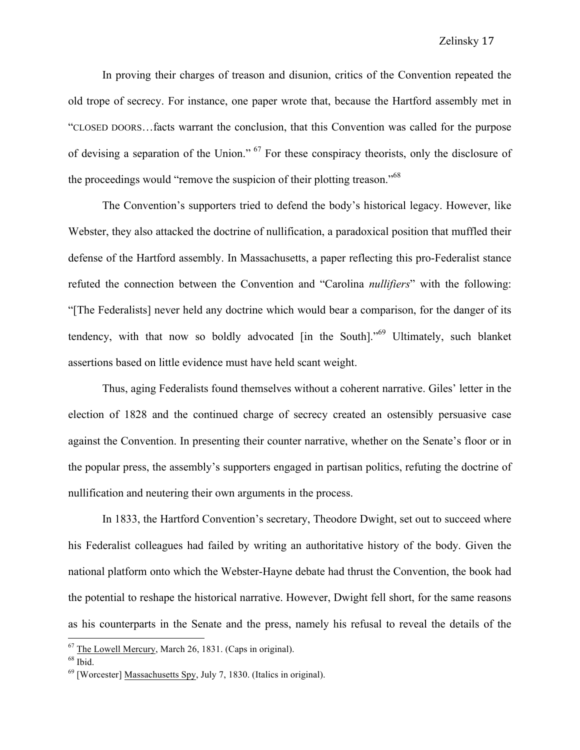In proving their charges of treason and disunion, critics of the Convention repeated the old trope of secrecy. For instance, one paper wrote that, because the Hartford assembly met in "CLOSED DOORS…facts warrant the conclusion, that this Convention was called for the purpose of devising a separation of the Union." [67] For these conspiracy theorists, only the disclosure of the proceedings would "remove the suspicion of their plotting treason."[68]

The Convention's supporters tried to defend the body's historical legacy. However, like Webster, they also attacked the doctrine of nullification, a paradoxical position that muffled their defense of the Hartford assembly. In Massachusetts, a paper reflecting this pro-Federalist stance refuted the connection between the Convention and "Carolina *nullifiers*" with the following: "[The Federalists] never held any doctrine which would bear a comparison, for the danger of its tendency, with that now so boldly advocated [in the South]."[69] Ultimately, such blanket assertions based on little evidence must have held scant weight.

Thus, aging Federalists found themselves without a coherent narrative. Giles' letter in the election of 1828 and the continued charge of secrecy created an ostensibly persuasive case against the Convention. In presenting their counter narrative, whether on the Senate's floor or in the popular press, the assembly's supporters engaged in partisan politics, refuting the doctrine of nullification and neutering their own arguments in the process.

In 1833, the Hartford Convention's secretary, Theodore Dwight, set out to succeed where his Federalist colleagues had failed by writing an authoritative history of the body. Given the national platform onto which the Webster-Hayne debate had thrust the Convention, the book had the potential to reshape the historical narrative. However, Dwight fell short, for the same reasons as his counterparts in the Senate and the press, namely his refusal to reveal the details of the

---

[67] The Lowell Mercury, March 26, 1831. (Caps in original).

[68] Ibid.

[69] [Worcester] Massachusetts Spy, July 7, 1830. (Italics in original).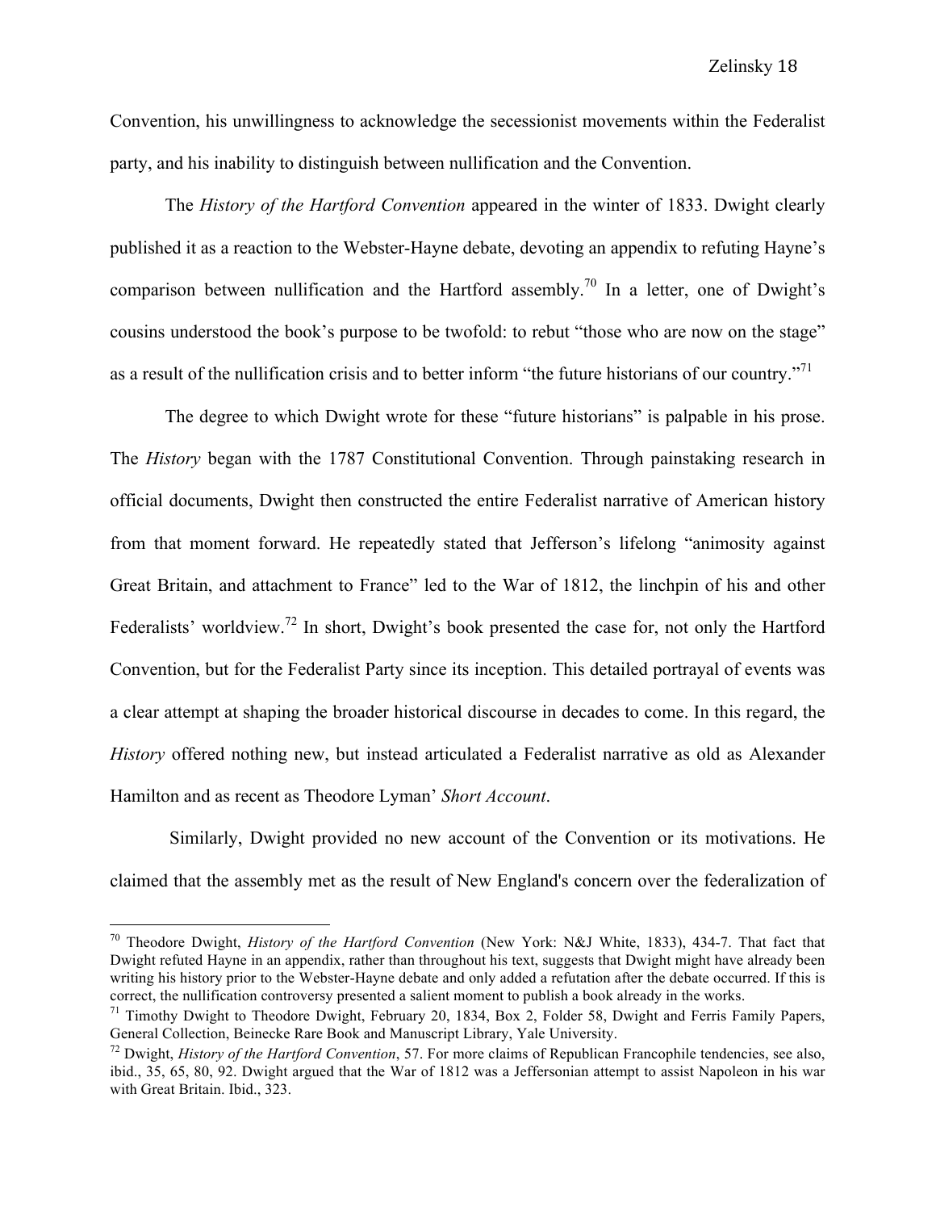Convention, his unwillingness to acknowledge the secessionist movements within the Federalist party, and his inability to distinguish between nullification and the Convention.

The *History of the Hartford Convention* appeared in the winter of 1833. Dwight clearly published it as a reaction to the Webster-Hayne debate, devoting an appendix to refuting Hayne's comparison between nullification and the Hartford assembly.[70] In a letter, one of Dwight's cousins understood the book's purpose to be twofold: to rebut "those who are now on the stage" as a result of the nullification crisis and to better inform "the future historians of our country."[71]

The degree to which Dwight wrote for these "future historians" is palpable in his prose. The *History* began with the 1787 Constitutional Convention. Through painstaking research in official documents, Dwight then constructed the entire Federalist narrative of American history from that moment forward. He repeatedly stated that Jefferson's lifelong "animosity against Great Britain, and attachment to France" led to the War of 1812, the linchpin of his and other Federalists' worldview.[72] In short, Dwight's book presented the case for, not only the Hartford Convention, but for the Federalist Party since its inception. This detailed portrayal of events was a clear attempt at shaping the broader historical discourse in decades to come. In this regard, the *History* offered nothing new, but instead articulated a Federalist narrative as old as Alexander Hamilton and as recent as Theodore Lyman' *Short Account*.

Similarly, Dwight provided no new account of the Convention or its motivations. He claimed that the assembly met as the result of New England's concern over the federalization of

---

[70] Theodore Dwight, *History of the Hartford Convention* (New York: N&J White, 1833), 434-7. That fact that Dwight refuted Hayne in an appendix, rather than throughout his text, suggests that Dwight might have already been writing his history prior to the Webster-Hayne debate and only added a refutation after the debate occurred. If this is correct, the nullification controversy presented a salient moment to publish a book already in the works.

[71] Timothy Dwight to Theodore Dwight, February 20, 1834, Box 2, Folder 58, Dwight and Ferris Family Papers, General Collection, Beinecke Rare Book and Manuscript Library, Yale University.

[72] Dwight, *History of the Hartford Convention*, 57. For more claims of Republican Francophile tendencies, see also, ibid., 35, 65, 80, 92. Dwight argued that the War of 1812 was a Jeffersonian attempt to assist Napoleon in his war with Great Britain. Ibid., 323.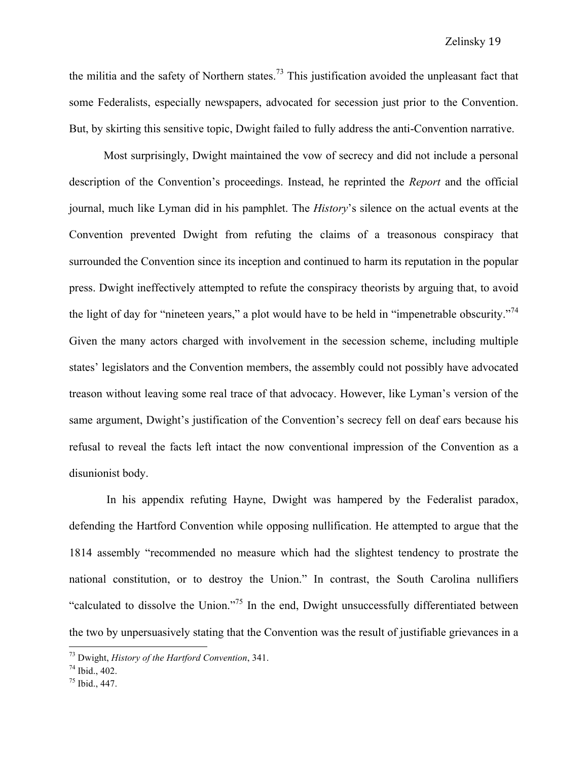the militia and the safety of Northern states.[73] This justification avoided the unpleasant fact that some Federalists, especially newspapers, advocated for secession just prior to the Convention. But, by skirting this sensitive topic, Dwight failed to fully address the anti-Convention narrative.

Most surprisingly, Dwight maintained the vow of secrecy and did not include a personal description of the Convention's proceedings. Instead, he reprinted the *Report* and the official journal, much like Lyman did in his pamphlet. The *History*'s silence on the actual events at the Convention prevented Dwight from refuting the claims of a treasonous conspiracy that surrounded the Convention since its inception and continued to harm its reputation in the popular press. Dwight ineffectively attempted to refute the conspiracy theorists by arguing that, to avoid the light of day for "nineteen years," a plot would have to be held in "impenetrable obscurity."[74] Given the many actors charged with involvement in the secession scheme, including multiple states' legislators and the Convention members, the assembly could not possibly have advocated treason without leaving some real trace of that advocacy. However, like Lyman's version of the same argument, Dwight's justification of the Convention's secrecy fell on deaf ears because his refusal to reveal the facts left intact the now conventional impression of the Convention as a disunionist body.

In his appendix refuting Hayne, Dwight was hampered by the Federalist paradox, defending the Hartford Convention while opposing nullification. He attempted to argue that the 1814 assembly "recommended no measure which had the slightest tendency to prostrate the national constitution, or to destroy the Union." In contrast, the South Carolina nullifiers "calculated to dissolve the Union."[75] In the end, Dwight unsuccessfully differentiated between the two by unpersuasively stating that the Convention was the result of justifiable grievances in a

---

[73] Dwight, *History of the Hartford Convention*, 341.

[74] Ibid., 402.

[75] Ibid., 447.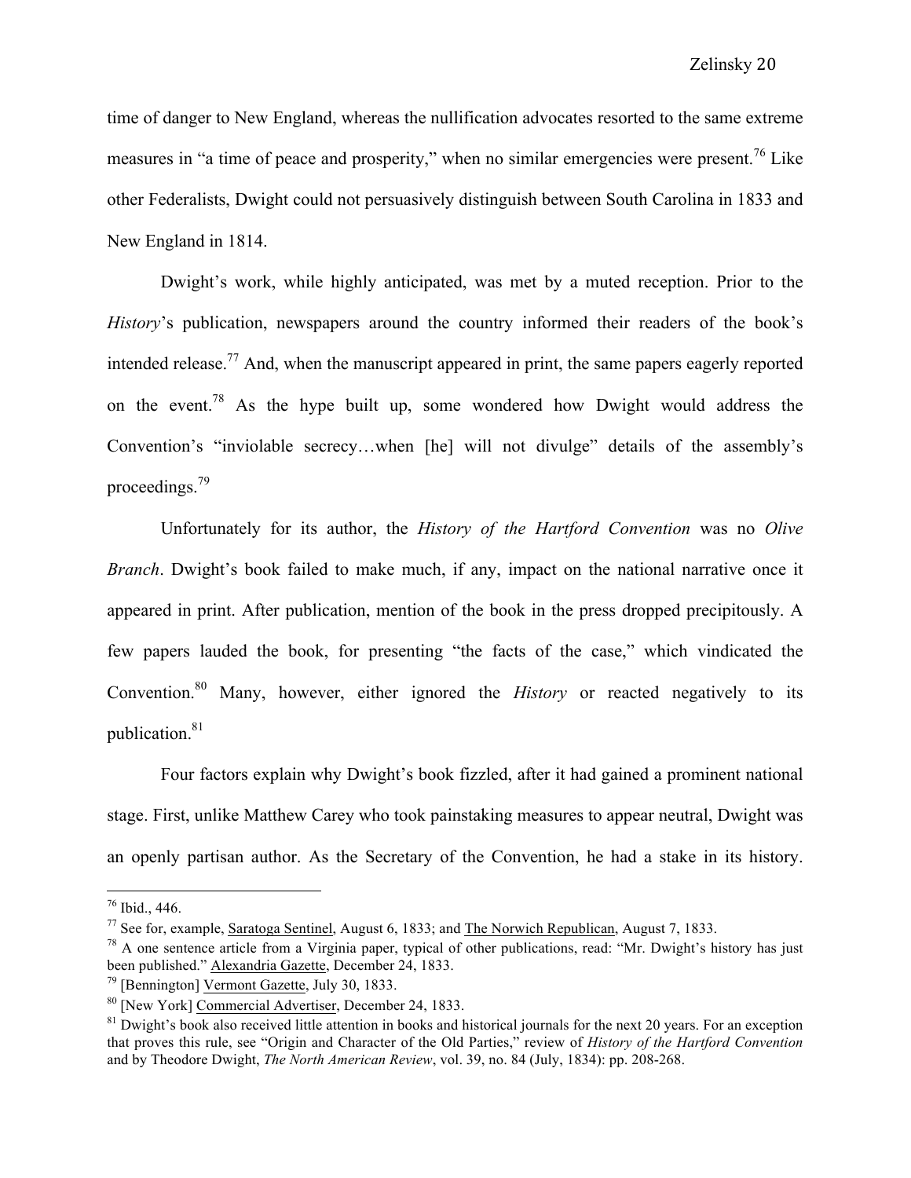time of danger to New England, whereas the nullification advocates resorted to the same extreme measures in "a time of peace and prosperity," when no similar emergencies were present.[76] Like other Federalists, Dwight could not persuasively distinguish between South Carolina in 1833 and New England in 1814.

Dwight's work, while highly anticipated, was met by a muted reception. Prior to the *History*'s publication, newspapers around the country informed their readers of the book's intended release.[77] And, when the manuscript appeared in print, the same papers eagerly reported on the event.[78] As the hype built up, some wondered how Dwight would address the Convention's "inviolable secrecy…when [he] will not divulge" details of the assembly's proceedings.[79]

Unfortunately for its author, the *History of the Hartford Convention* was no *Olive Branch*. Dwight's book failed to make much, if any, impact on the national narrative once it appeared in print. After publication, mention of the book in the press dropped precipitously. A few papers lauded the book, for presenting "the facts of the case," which vindicated the Convention.[80] Many, however, either ignored the *History* or reacted negatively to its publication.[81]

Four factors explain why Dwight's book fizzled, after it had gained a prominent national stage. First, unlike Matthew Carey who took painstaking measures to appear neutral, Dwight was an openly partisan author. As the Secretary of the Convention, he had a stake in its history.

---

[76] Ibid., 446.

[77] See for, example, Saratoga Sentinel, August 6, 1833; and The Norwich Republican, August 7, 1833.

[78] A one sentence article from a Virginia paper, typical of other publications, read: "Mr. Dwight's history has just been published." Alexandria Gazette, December 24, 1833.

[79] [Bennington] Vermont Gazette, July 30, 1833.

[80] [New York] Commercial Advertiser, December 24, 1833.

[81] Dwight's book also received little attention in books and historical journals for the next 20 years. For an exception that proves this rule, see "Origin and Character of the Old Parties," review of *History of the Hartford Convention* and by Theodore Dwight, *The North American Review*, vol. 39, no. 84 (July, 1834): pp. 208-268.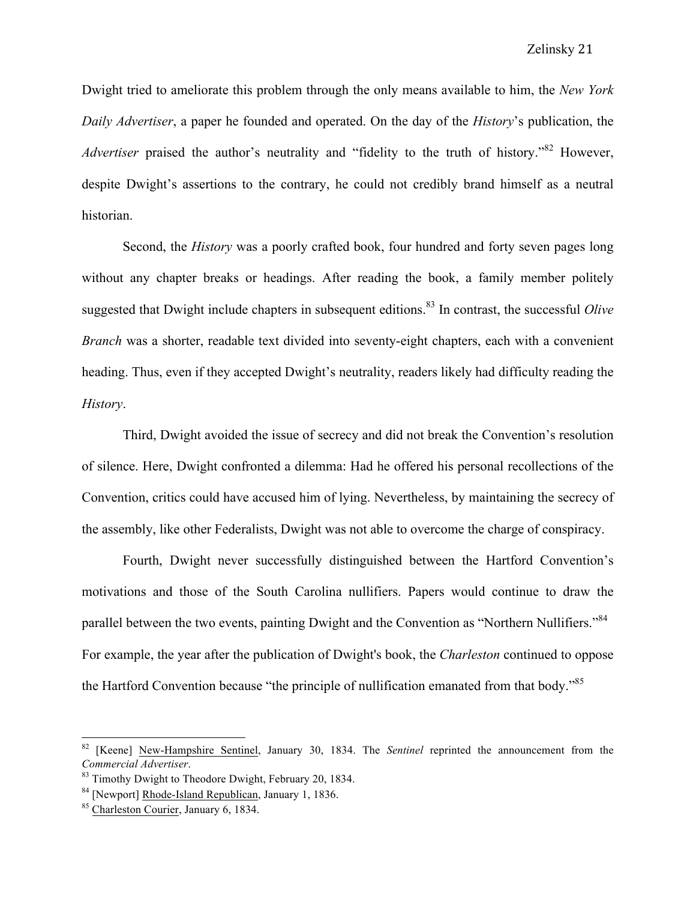Dwight tried to ameliorate this problem through the only means available to him, the *New York Daily Advertiser*, a paper he founded and operated. On the day of the *History*'s publication, the *Advertiser* praised the author's neutrality and "fidelity to the truth of history."[82] However, despite Dwight's assertions to the contrary, he could not credibly brand himself as a neutral historian.

Second, the *History* was a poorly crafted book, four hundred and forty seven pages long without any chapter breaks or headings. After reading the book, a family member politely suggested that Dwight include chapters in subsequent editions.[83] In contrast, the successful *Olive Branch* was a shorter, readable text divided into seventy-eight chapters, each with a convenient heading. Thus, even if they accepted Dwight's neutrality, readers likely had difficulty reading the *History*.

Third, Dwight avoided the issue of secrecy and did not break the Convention's resolution of silence. Here, Dwight confronted a dilemma: Had he offered his personal recollections of the Convention, critics could have accused him of lying. Nevertheless, by maintaining the secrecy of the assembly, like other Federalists, Dwight was not able to overcome the charge of conspiracy.

Fourth, Dwight never successfully distinguished between the Hartford Convention's motivations and those of the South Carolina nullifiers. Papers would continue to draw the parallel between the two events, painting Dwight and the Convention as "Northern Nullifiers."[84] For example, the year after the publication of Dwight's book, the *Charleston* continued to oppose the Hartford Convention because "the principle of nullification emanated from that body."[85]

---

[82] [Keene] New-Hampshire Sentinel, January 30, 1834. The *Sentinel* reprinted the announcement from the *Commercial Advertiser*.

[83] Timothy Dwight to Theodore Dwight, February 20, 1834.

[84] [Newport] Rhode-Island Republican, January 1, 1836.

[85] Charleston Courier, January 6, 1834.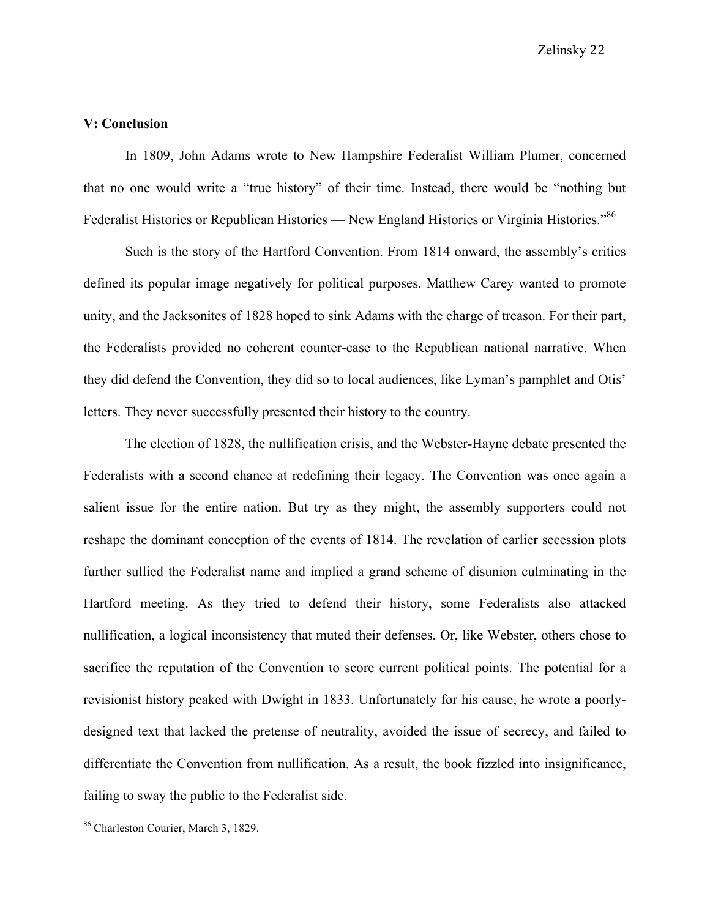## V: Conclusion

In 1809, John Adams wrote to New Hampshire Federalist William Plumer, concerned that no one would write a "true history" of their time. Instead, there would be "nothing but Federalist Histories or Republican Histories — New England Histories or Virginia Histories."[86]

Such is the story of the Hartford Convention. From 1814 onward, the assembly's critics defined its popular image negatively for political purposes. Matthew Carey wanted to promote unity, and the Jacksonites of 1828 hoped to sink Adams with the charge of treason. For their part, the Federalists provided no coherent counter-case to the Republican national narrative. When they did defend the Convention, they did so to local audiences, like Lyman's pamphlet and Otis' letters. They never successfully presented their history to the country.

The election of 1828, the nullification crisis, and the Webster-Hayne debate presented the Federalists with a second chance at redefining their legacy. The Convention was once again a salient issue for the entire nation. But try as they might, the assembly supporters could not reshape the dominant conception of the events of 1814. The revelation of earlier secession plots further sullied the Federalist name and implied a grand scheme of disunion culminating in the Hartford meeting. As they tried to defend their history, some Federalists also attacked nullification, a logical inconsistency that muted their defenses. Or, like Webster, others chose to sacrifice the reputation of the Convention to score current political points. The potential for a revisionist history peaked with Dwight in 1833. Unfortunately for his cause, he wrote a poorly-designed text that lacked the pretense of neutrality, avoided the issue of secrecy, and failed to differentiate the Convention from nullification. As a result, the book fizzled into insignificance, failing to sway the public to the Federalist side.

---

[86] Charleston Courier, March 3, 1829.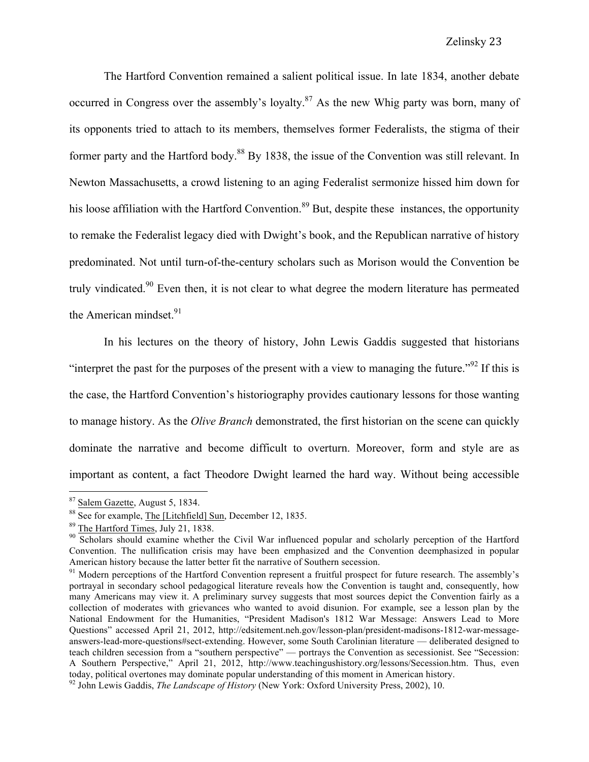The Hartford Convention remained a salient political issue. In late 1834, another debate occurred in Congress over the assembly's loyalty.[87] As the new Whig party was born, many of its opponents tried to attach to its members, themselves former Federalists, the stigma of their former party and the Hartford body.[88] By 1838, the issue of the Convention was still relevant. In Newton Massachusetts, a crowd listening to an aging Federalist sermonize hissed him down for his loose affiliation with the Hartford Convention.[89] But, despite these instances, the opportunity to remake the Federalist legacy died with Dwight's book, and the Republican narrative of history predominated. Not until turn-of-the-century scholars such as Morison would the Convention be truly vindicated.[90] Even then, it is not clear to what degree the modern literature has permeated the American mindset.[91]

In his lectures on the theory of history, John Lewis Gaddis suggested that historians "interpret the past for the purposes of the present with a view to managing the future."[92] If this is the case, the Hartford Convention's historiography provides cautionary lessons for those wanting to manage history. As the *Olive Branch* demonstrated, the first historian on the scene can quickly dominate the narrative and become difficult to overturn. Moreover, form and style are as important as content, a fact Theodore Dwight learned the hard way. Without being accessible

---

[87] Salem Gazette, August 5, 1834.

[88] See for example, The [Litchfield] Sun, December 12, 1835.

[89] The Hartford Times, July 21, 1838.

[90] Scholars should examine whether the Civil War influenced popular and scholarly perception of the Hartford Convention. The nullification crisis may have been emphasized and the Convention deemphasized in popular American history because the latter better fit the narrative of Southern secession.

[91] Modern perceptions of the Hartford Convention represent a fruitful prospect for future research. The assembly's portrayal in secondary school pedagogical literature reveals how the Convention is taught and, consequently, how many Americans may view it. A preliminary survey suggests that most sources depict the Convention fairly as a collection of moderates with grievances who wanted to avoid disunion. For example, see a lesson plan by the National Endowment for the Humanities, "President Madison's 1812 War Message: Answers Lead to More Questions" accessed April 21, 2012, http://edsitement.neh.gov/lesson-plan/president-madisons-1812-war-message-answers-lead-more-questions#sect-extending. However, some South Carolinian literature — deliberated designed to teach children secession from a "southern perspective" — portrays the Convention as secessionist. See "Secession: A Southern Perspective," April 21, 2012, http://www.teachingushistory.org/lessons/Secession.htm. Thus, even today, political overtones may dominate popular understanding of this moment in American history.

[92] John Lewis Gaddis, *The Landscape of History* (New York: Oxford University Press, 2002), 10.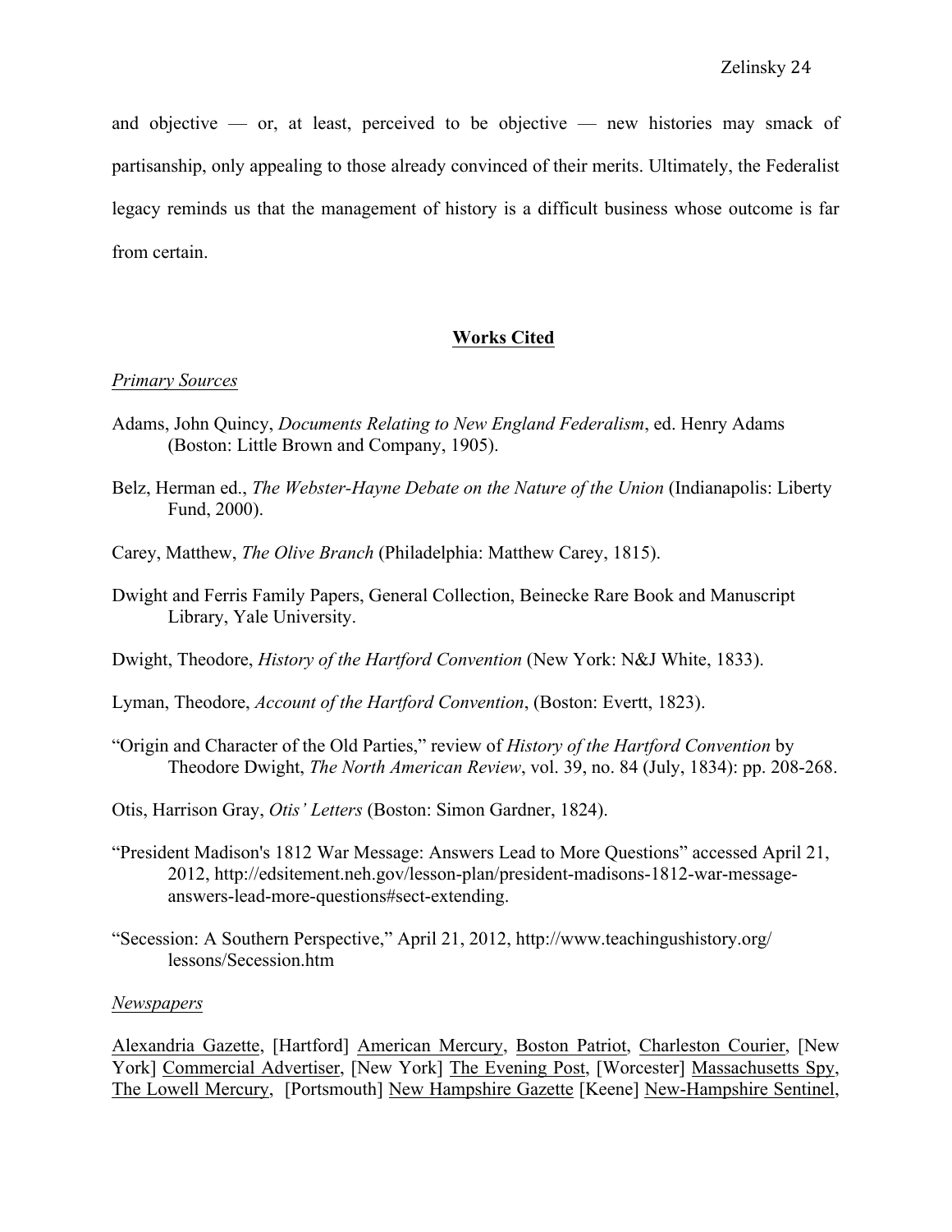and objective — or, at least, perceived to be objective — new histories may smack of partisanship, only appealing to those already convinced of their merits. Ultimately, the Federalist legacy reminds us that the management of history is a difficult business whose outcome is far from certain.

## Works Cited

*Primary Sources*

Adams, John Quincy, *Documents Relating to New England Federalism*, ed. Henry Adams (Boston: Little Brown and Company, 1905).

Belz, Herman ed., *The Webster-Hayne Debate on the Nature of the Union* (Indianapolis: Liberty Fund, 2000).

Carey, Matthew, *The Olive Branch* (Philadelphia: Matthew Carey, 1815).

Dwight and Ferris Family Papers, General Collection, Beinecke Rare Book and Manuscript Library, Yale University.

Dwight, Theodore, *History of the Hartford Convention* (New York: N&J White, 1833).

Lyman, Theodore, *Account of the Hartford Convention*, (Boston: Evertt, 1823).

"Origin and Character of the Old Parties," review of *History of the Hartford Convention* by Theodore Dwight, *The North American Review*, vol. 39, no. 84 (July, 1834): pp. 208-268.

Otis, Harrison Gray, *Otis' Letters* (Boston: Simon Gardner, 1824).

"President Madison's 1812 War Message: Answers Lead to More Questions" accessed April 21, 2012, http://edsitement.neh.gov/lesson-plan/president-madisons-1812-war-message-answers-lead-more-questions#sect-extending.

"Secession: A Southern Perspective," April 21, 2012, http://www.teachingushistory.org/lessons/Secession.htm

*Newspapers*

Alexandria Gazette, [Hartford] American Mercury, Boston Patriot, Charleston Courier, [New York] Commercial Advertiser, [New York] The Evening Post, [Worcester] Massachusetts Spy, The Lowell Mercury, [Portsmouth] New Hampshire Gazette [Keene] New-Hampshire Sentinel,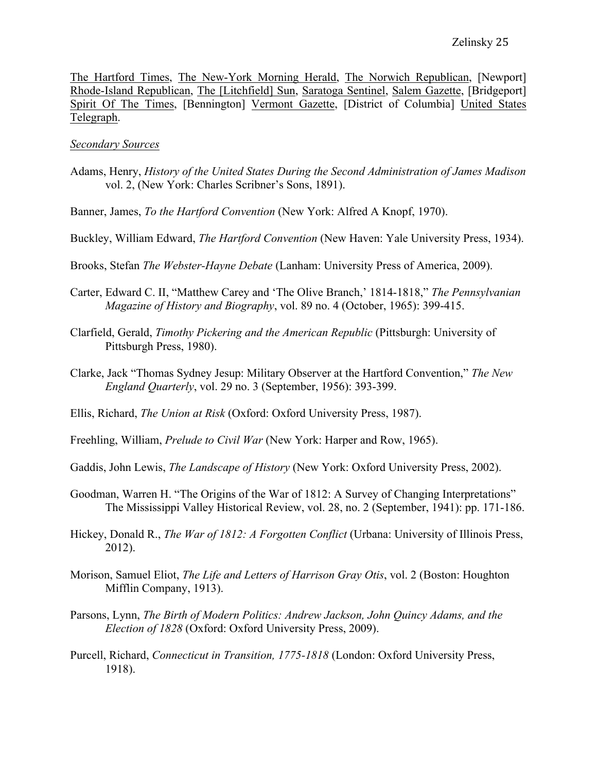The Hartford Times, The New-York Morning Herald, The Norwich Republican, [Newport] Rhode-Island Republican, The [Litchfield] Sun, Saratoga Sentinel, Salem Gazette, [Bridgeport] Spirit Of The Times, [Bennington] Vermont Gazette, [District of Columbia] United States Telegraph.

*Secondary Sources*

Adams, Henry, *History of the United States During the Second Administration of James Madison* vol. 2, (New York: Charles Scribner's Sons, 1891).

Banner, James, *To the Hartford Convention* (New York: Alfred A Knopf, 1970).

Buckley, William Edward, *The Hartford Convention* (New Haven: Yale University Press, 1934).

Brooks, Stefan *The Webster-Hayne Debate* (Lanham: University Press of America, 2009).

Carter, Edward C. II, "Matthew Carey and 'The Olive Branch,' 1814-1818," *The Pennsylvanian Magazine of History and Biography*, vol. 89 no. 4 (October, 1965): 399-415.

Clarfield, Gerald, *Timothy Pickering and the American Republic* (Pittsburgh: University of Pittsburgh Press, 1980).

Clarke, Jack "Thomas Sydney Jesup: Military Observer at the Hartford Convention," *The New England Quarterly*, vol. 29 no. 3 (September, 1956): 393-399.

Ellis, Richard, *The Union at Risk* (Oxford: Oxford University Press, 1987).

Freehling, William, *Prelude to Civil War* (New York: Harper and Row, 1965).

Gaddis, John Lewis, *The Landscape of History* (New York: Oxford University Press, 2002).

Goodman, Warren H. "The Origins of the War of 1812: A Survey of Changing Interpretations" The Mississippi Valley Historical Review, vol. 28, no. 2 (September, 1941): pp. 171-186.

Hickey, Donald R., *The War of 1812: A Forgotten Conflict* (Urbana: University of Illinois Press, 2012).

Morison, Samuel Eliot, *The Life and Letters of Harrison Gray Otis*, vol. 2 (Boston: Houghton Mifflin Company, 1913).

Parsons, Lynn, *The Birth of Modern Politics: Andrew Jackson, John Quincy Adams, and the Election of 1828* (Oxford: Oxford University Press, 2009).

Purcell, Richard, *Connecticut in Transition, 1775-1818* (London: Oxford University Press, 1918).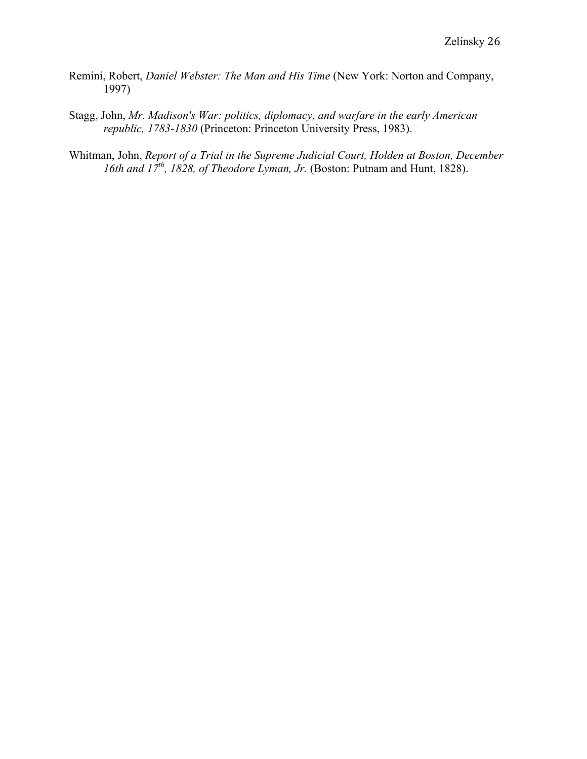Remini, Robert, *Daniel Webster: The Man and His Time* (New York: Norton and Company, 1997)

Stagg, John, *Mr. Madison's War: politics, diplomacy, and warfare in the early American republic, 1783-1830* (Princeton: Princeton University Press, 1983).

Whitman, John, *Report of a Trial in the Supreme Judicial Court, Holden at Boston, December 16th and 17th, 1828, of Theodore Lyman, Jr.* (Boston: Putnam and Hunt, 1828).